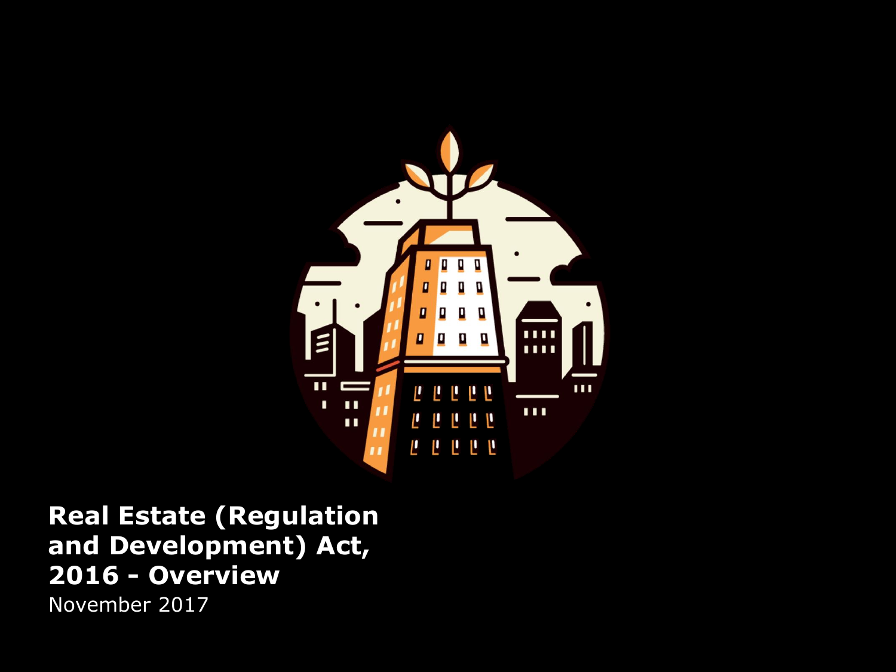# Real Estate (Regulation and Development) Act, 2016 - Overview

November 2017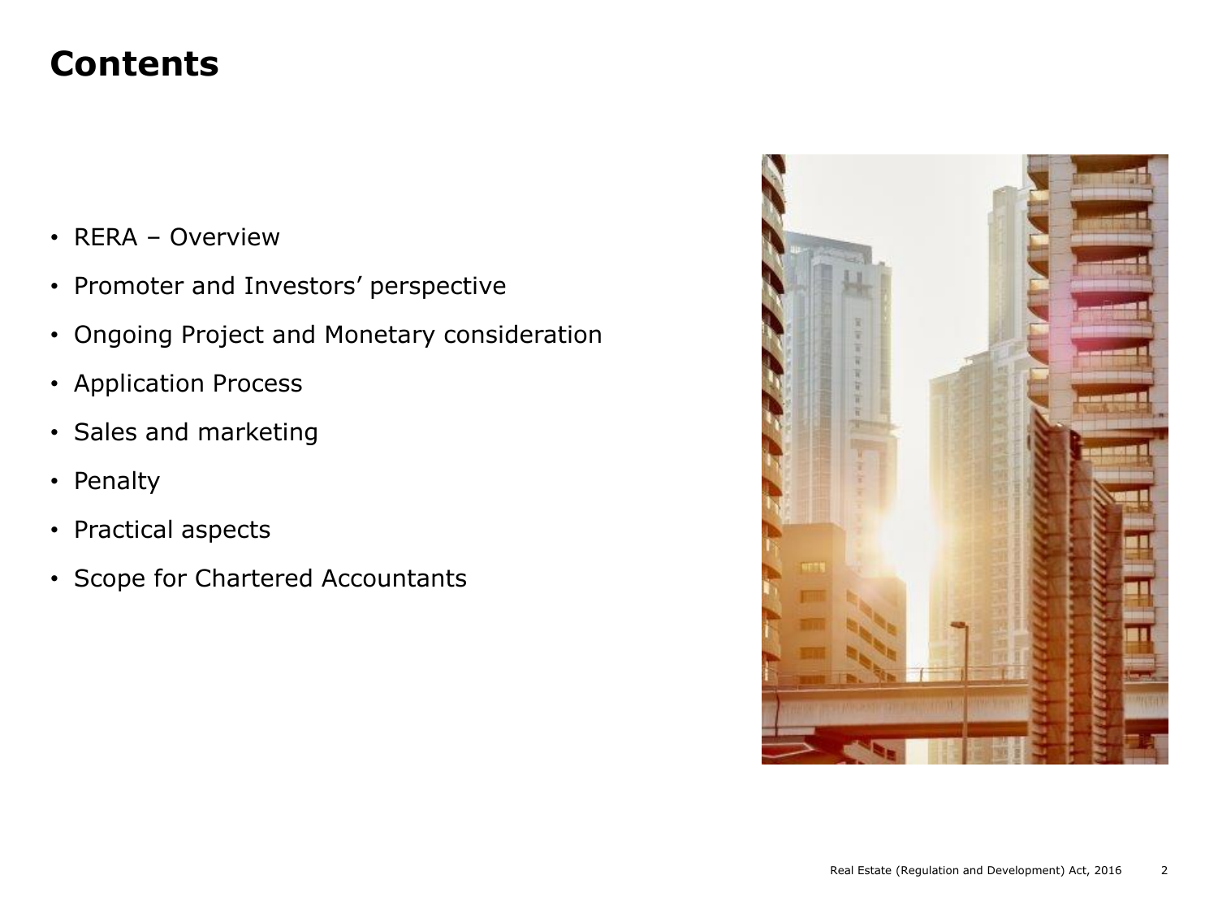# Contents

- RERA – Overview
- Promoter and Investors' perspective
- Ongoing Project and Monetary consideration
- Application Process
- Sales and marketing
- Penalty
- Practical aspects
- Scope for Chartered Accountants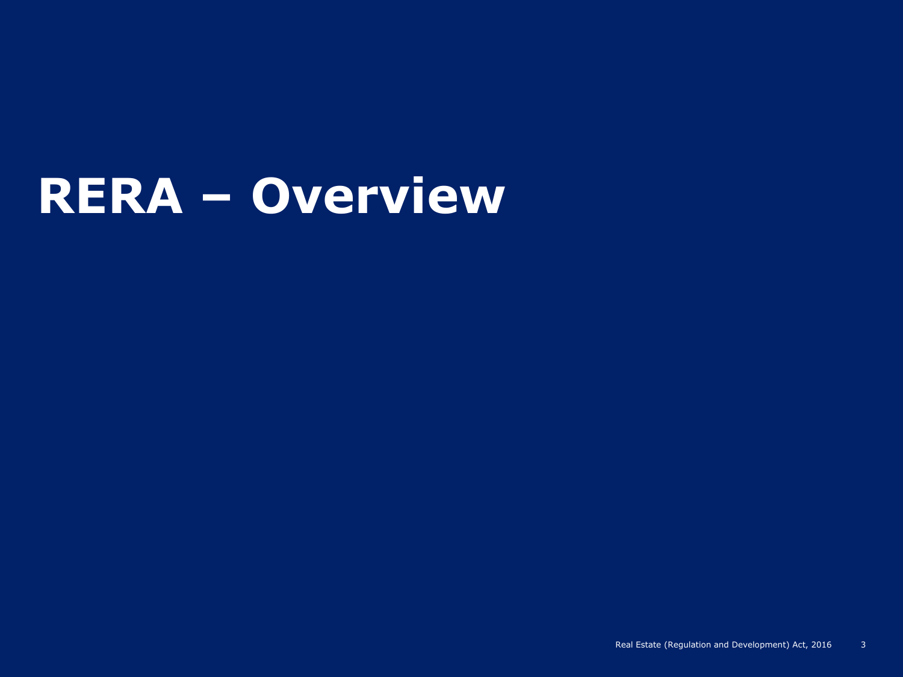# RERA – Overview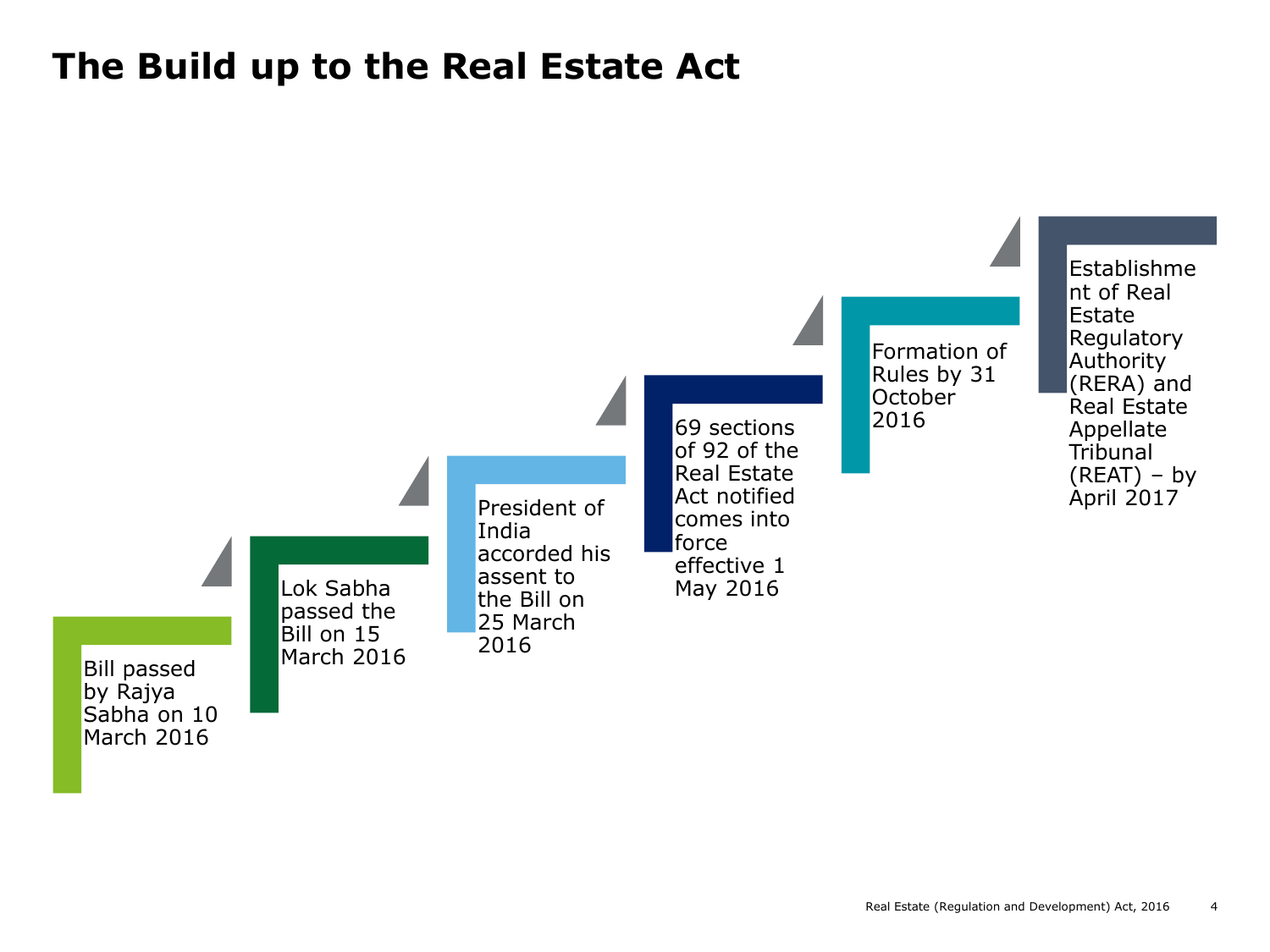# The Build up to the Real Estate Act

- Bill passed by Rajya Sabha on 10 March 2016
- Lok Sabha passed the Bill on 15 March 2016
- President of India accorded his assent to the Bill on 25 March 2016
- 69 sections of 92 of the Real Estate Act notified comes into force effective 1 May 2016
- Formation of Rules by 31 October 2016
- Establishment of Real Estate Regulatory Authority (RERA) and Real Estate Appellate Tribunal (REAT) – by April 2017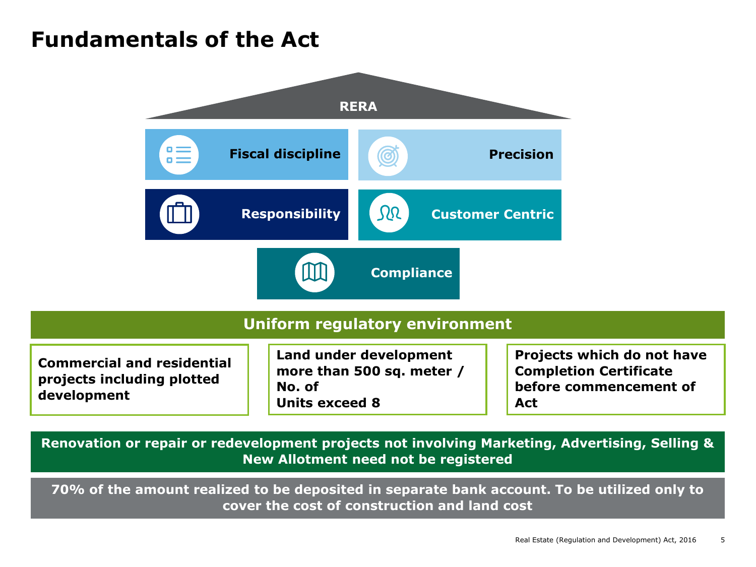# Fundamentals of the Act

RERA

- Fiscal discipline
- Precision
- Responsibility
- Customer Centric
- Compliance

**Uniform regulatory environment**

- **Commercial and residential projects including plotted development**
- **Land under development more than 500 sq. meter / No. of Units exceed 8**
- **Projects which do not have Completion Certificate before commencement of Act**

**Renovation or repair or redevelopment projects not involving Marketing, Advertising, Selling & New Allotment need not be registered**

**70% of the amount realized to be deposited in separate bank account. To be utilized only to cover the cost of construction and land cost**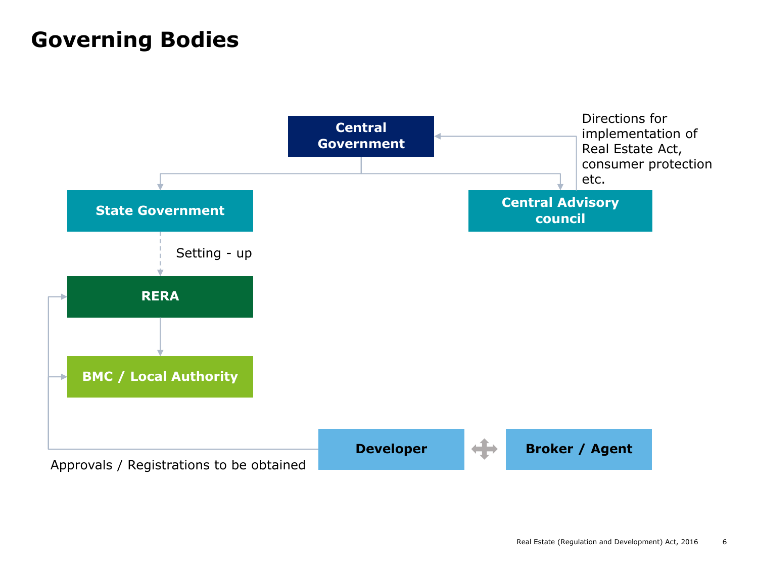# Governing Bodies

Central Government

State Government

Central Advisory council

Directions for implementation of Real Estate Act, consumer protection etc.

Setting - up

RERA

BMC / Local Authority

Developer

Broker / Agent

Approvals / Registrations to be obtained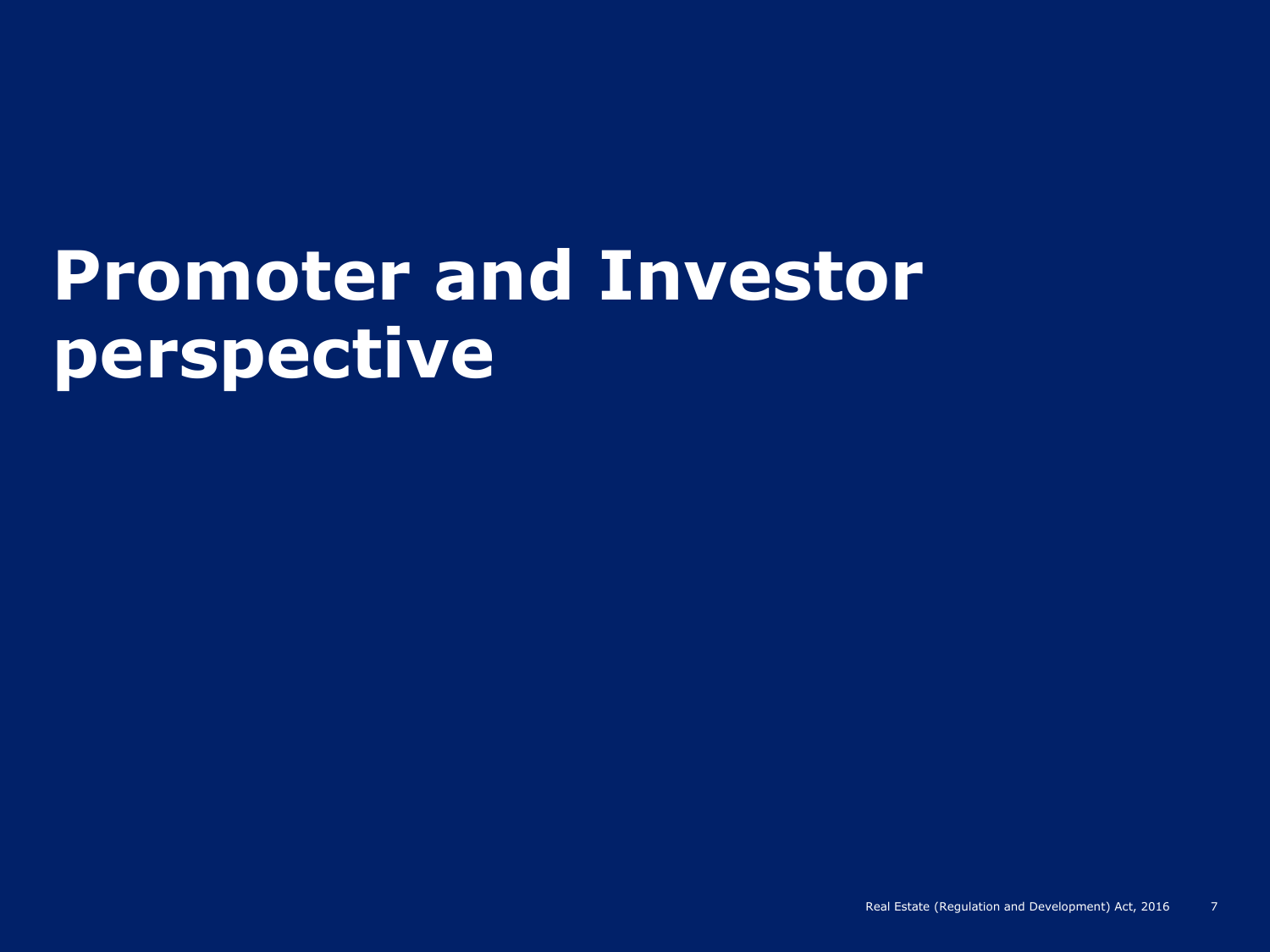# Promoter and Investor perspective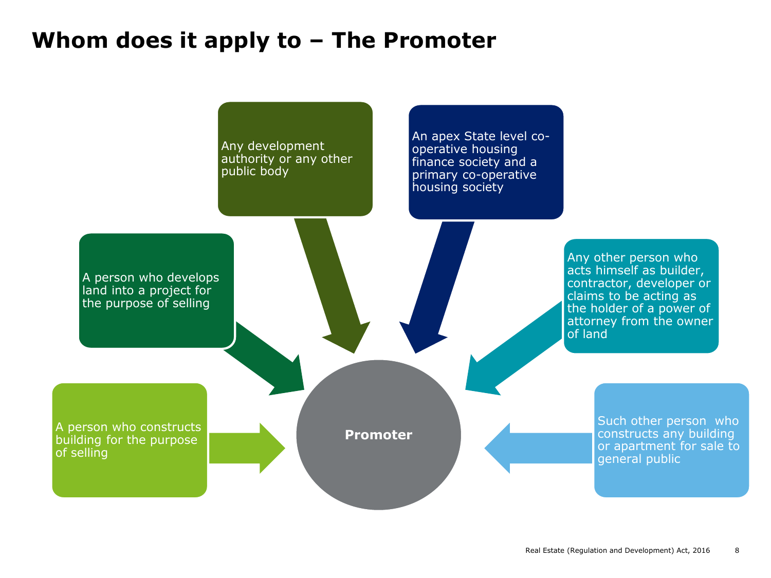# Whom does it apply to – The Promoter

Promoter

- A person who constructs building for the purpose of selling
- A person who develops land into a project for the purpose of selling
- Any development authority or any other public body
- An apex State level co-operative housing finance society and a primary co-operative housing society
- Any other person who acts himself as builder, contractor, developer or claims to be acting as the holder of a power of attorney from the owner of land
- Such other person who constructs any building or apartment for sale to general public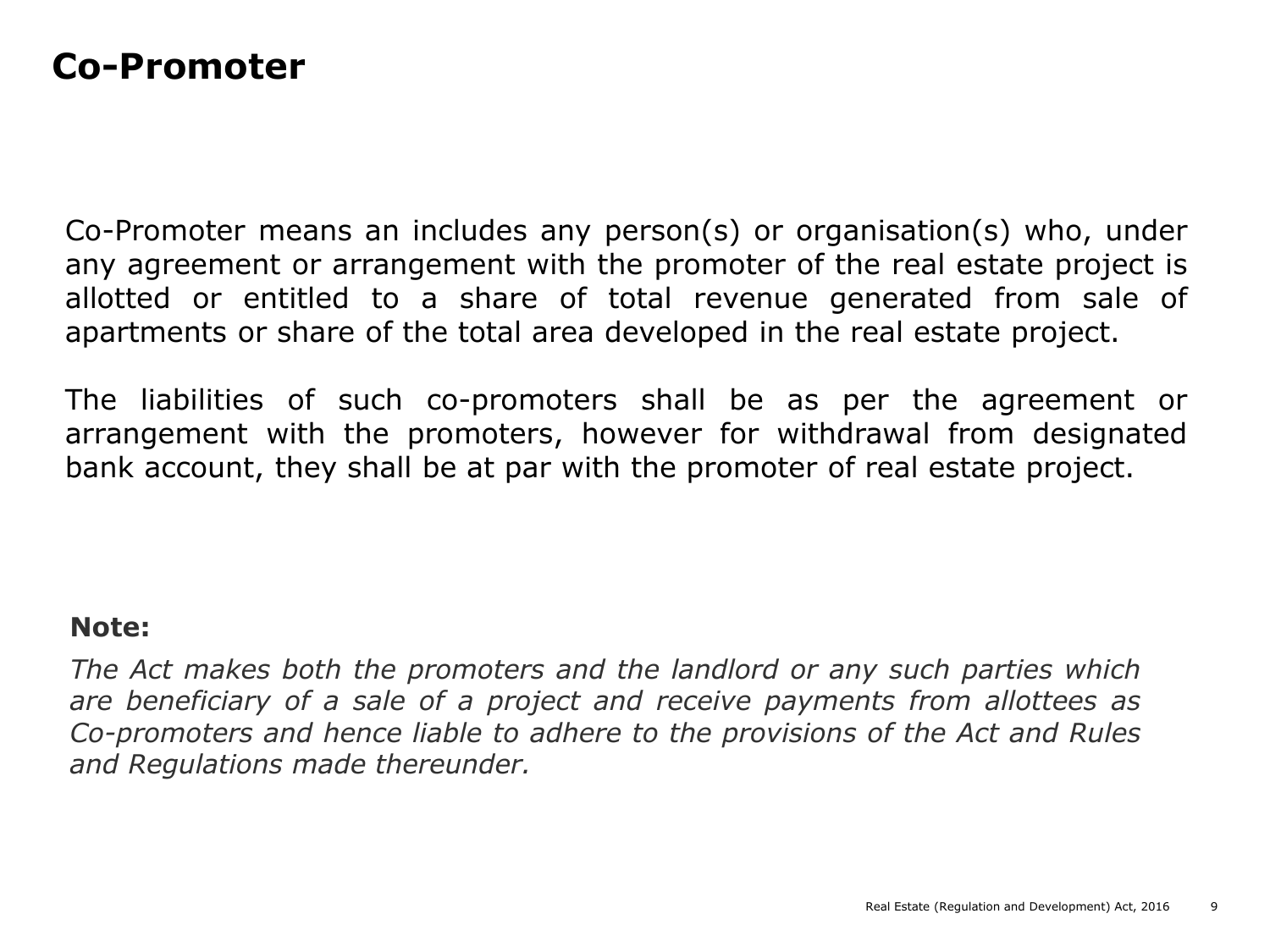# Co-Promoter

Co-Promoter means an includes any person(s) or organisation(s) who, under any agreement or arrangement with the promoter of the real estate project is allotted or entitled to a share of total revenue generated from sale of apartments or share of the total area developed in the real estate project.

The liabilities of such co-promoters shall be as per the agreement or arrangement with the promoters, however for withdrawal from designated bank account, they shall be at par with the promoter of real estate project.

**Note:**

*The Act makes both the promoters and the landlord or any such parties which are beneficiary of a sale of a project and receive payments from allottees as Co-promoters and hence liable to adhere to the provisions of the Act and Rules and Regulations made thereunder.*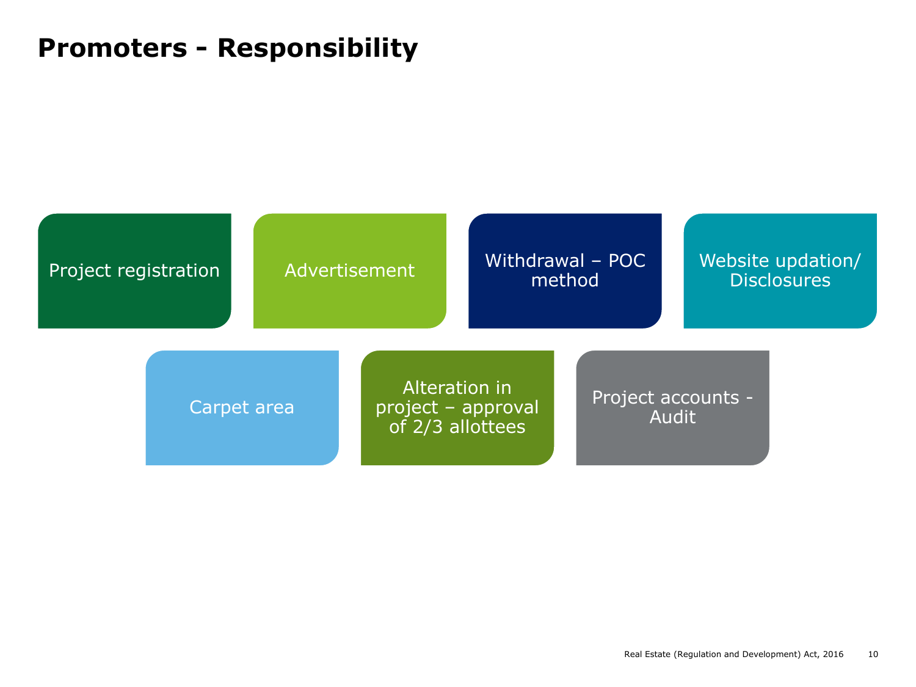# Promoters - Responsibility

- Project registration
- Advertisement
- Withdrawal – POC method
- Website updation/ Disclosures
- Carpet area
- Alteration in project – approval of 2/3 allottees
- Project accounts - Audit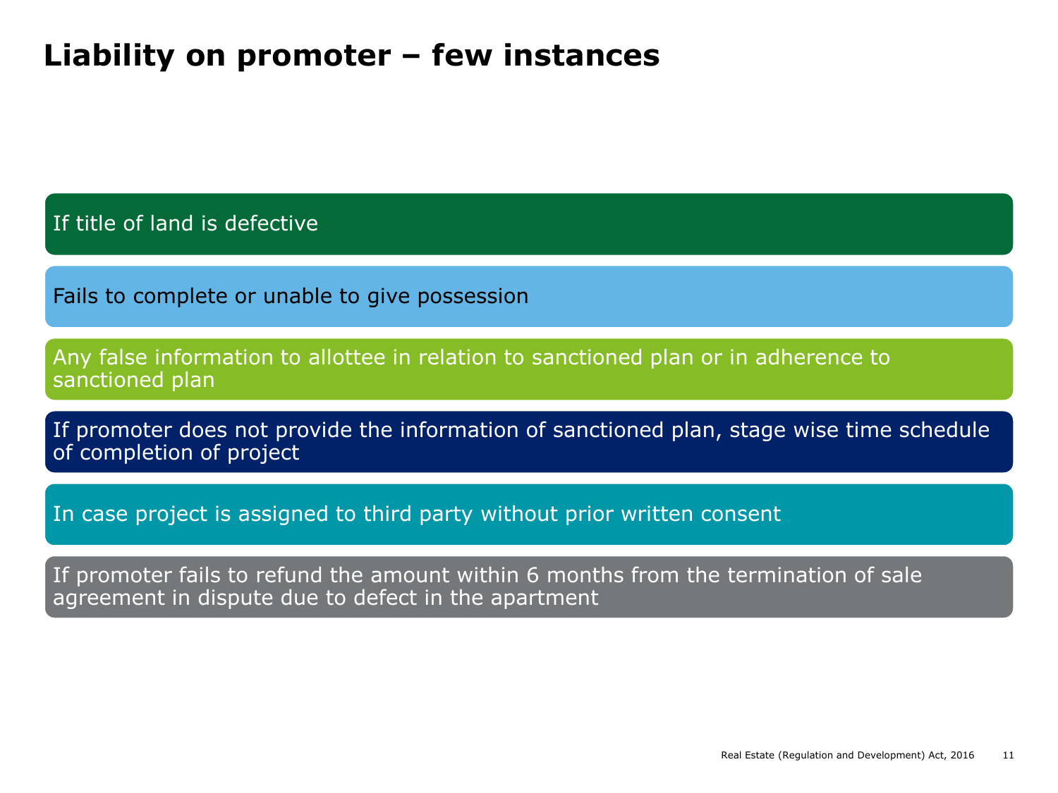# Liability on promoter – few instances

- If title of land is defective
- Fails to complete or unable to give possession
- Any false information to allottee in relation to sanctioned plan or in adherence to sanctioned plan
- If promoter does not provide the information of sanctioned plan, stage wise time schedule of completion of project
- In case project is assigned to third party without prior written consent
- If promoter fails to refund the amount within 6 months from the termination of sale agreement in dispute due to defect in the apartment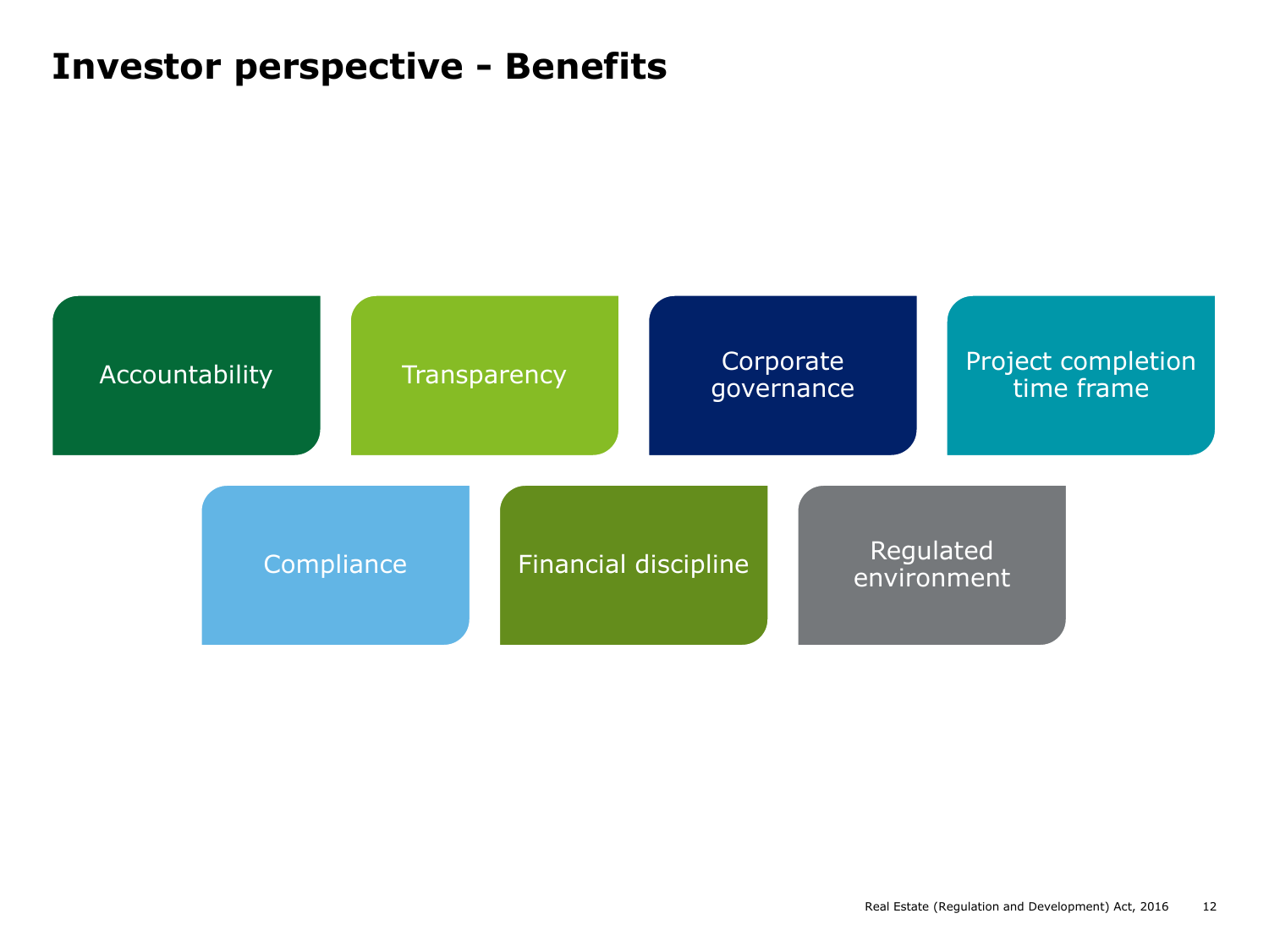# Investor perspective - Benefits

- Accountability
- Transparency
- Corporate governance
- Project completion time frame
- Compliance
- Financial discipline
- Regulated environment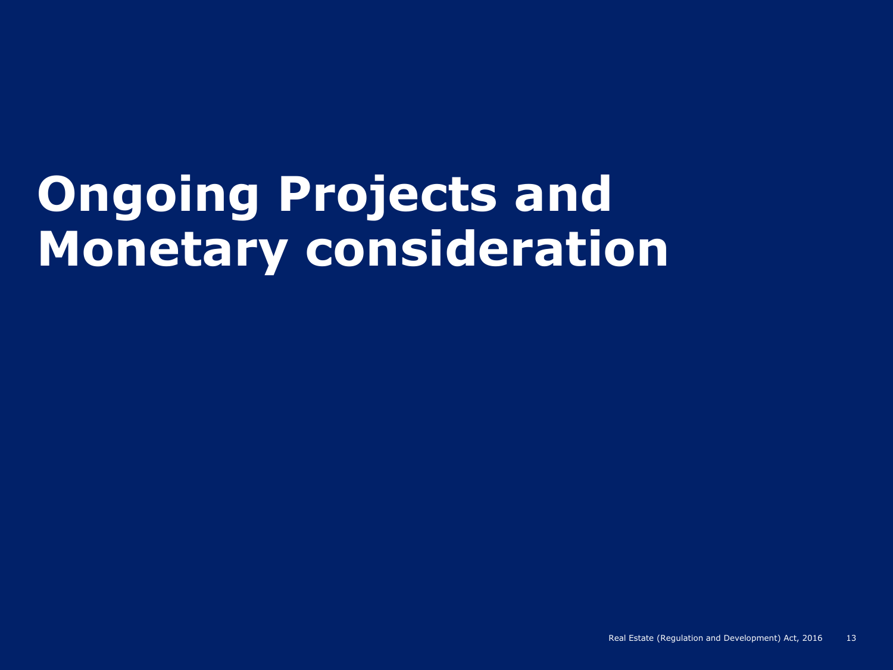# Ongoing Projects and Monetary consideration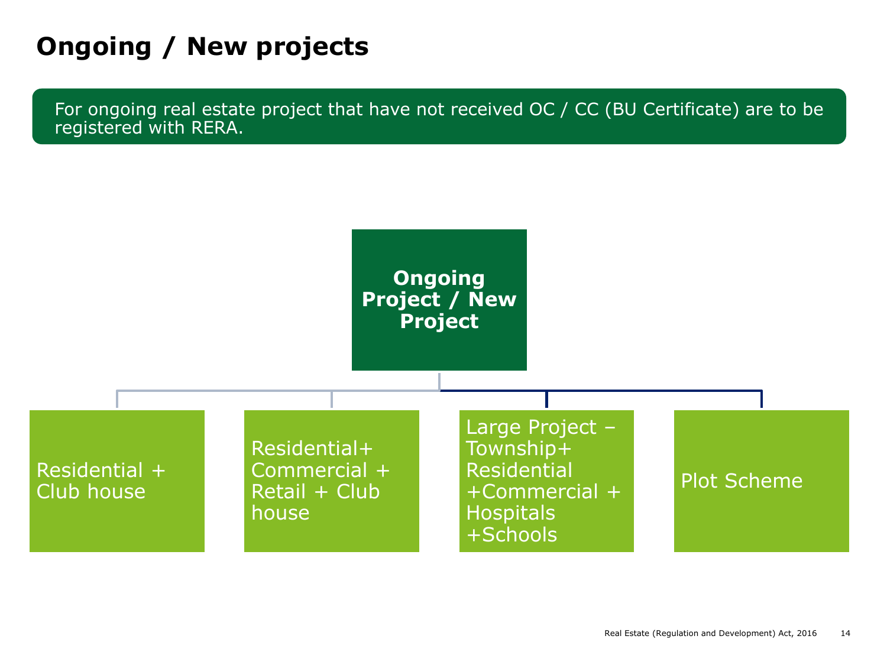# Ongoing / New projects

For ongoing real estate project that have not received OC / CC (BU Certificate) are to be registered with RERA.

**Ongoing Project / New Project**

- Residential + Club house
- Residential+ Commercial + Retail + Club house
- Large Project – Township+ Residential +Commercial + Hospitals +Schools
- Plot Scheme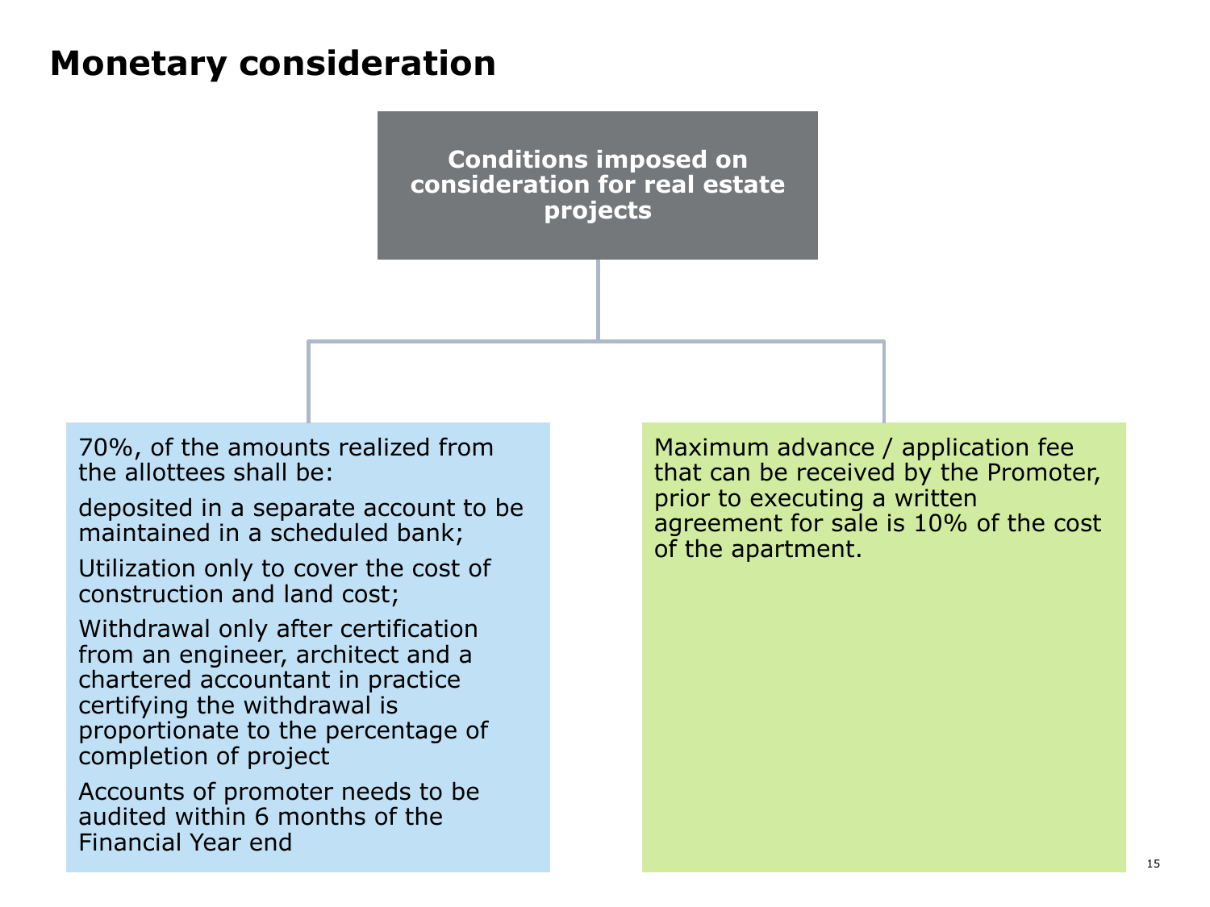# Monetary consideration

**Conditions imposed on consideration for real estate projects**

70%, of the amounts realized from the allottees shall be:

deposited in a separate account to be maintained in a scheduled bank;

Utilization only to cover the cost of construction and land cost;

Withdrawal only after certification from an engineer, architect and a chartered accountant in practice certifying the withdrawal is proportionate to the percentage of completion of project

Accounts of promoter needs to be audited within 6 months of the Financial Year end

Maximum advance / application fee that can be received by the Promoter, prior to executing a written agreement for sale is 10% of the cost of the apartment.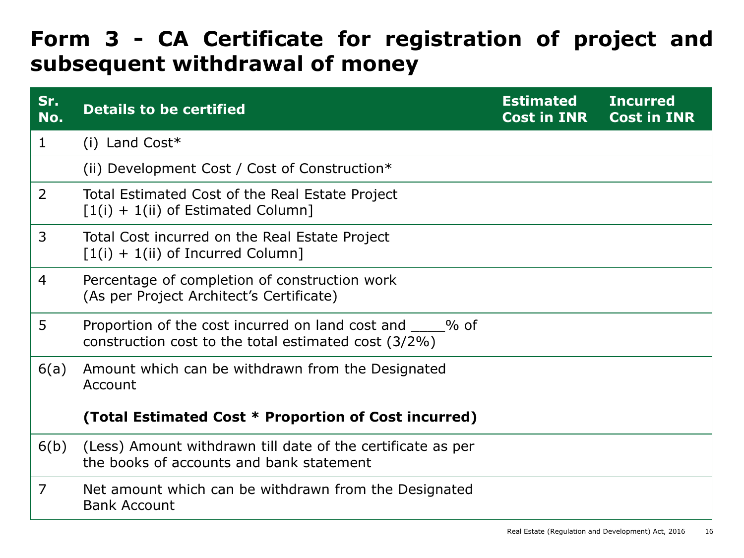# Form 3 - CA Certificate for registration of project and subsequent withdrawal of money

| Sr. No. | Details to be certified | Estimated Cost in INR | Incurred Cost in INR |
|---|---|---|---|
| 1 | (i) Land Cost* | | |
| | (ii) Development Cost / Cost of Construction* | | |
| 2 | Total Estimated Cost of the Real Estate Project [1(i) + 1(ii) of Estimated Column] | | |
| 3 | Total Cost incurred on the Real Estate Project [1(i) + 1(ii) of Incurred Column] | | |
| 4 | Percentage of completion of construction work (As per Project Architect's Certificate) | | |
| 5 | Proportion of the cost incurred on land cost and ____% of construction cost to the total estimated cost (3/2%) | | |
| 6(a) | Amount which can be withdrawn from the Designated Account<br><br>**(Total Estimated Cost * Proportion of Cost incurred)** | | |
| 6(b) | (Less) Amount withdrawn till date of the certificate as per the books of accounts and bank statement | | |
| 7 | Net amount which can be withdrawn from the Designated Bank Account | | |

Real Estate (Regulation and Development) Act, 2016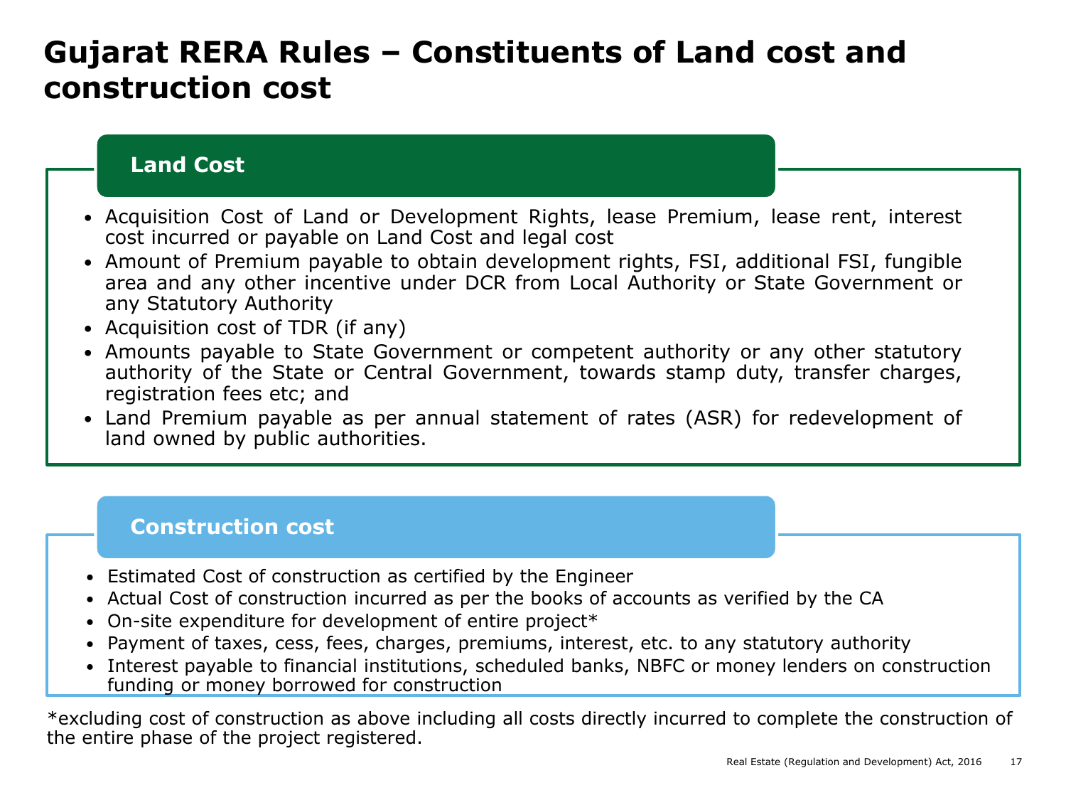# Gujarat RERA Rules – Constituents of Land cost and construction cost

## Land Cost

- Acquisition Cost of Land or Development Rights, lease Premium, lease rent, interest cost incurred or payable on Land Cost and legal cost
- Amount of Premium payable to obtain development rights, FSI, additional FSI, fungible area and any other incentive under DCR from Local Authority or State Government or any Statutory Authority
- Acquisition cost of TDR (if any)
- Amounts payable to State Government or competent authority or any other statutory authority of the State or Central Government, towards stamp duty, transfer charges, registration fees etc; and
- Land Premium payable as per annual statement of rates (ASR) for redevelopment of land owned by public authorities.

## Construction cost

- Estimated Cost of construction as certified by the Engineer
- Actual Cost of construction incurred as per the books of accounts as verified by the CA
- On-site expenditure for development of entire project*
- Payment of taxes, cess, fees, charges, premiums, interest, etc. to any statutory authority
- Interest payable to financial institutions, scheduled banks, NBFC or money lenders on construction funding or money borrowed for construction

*excluding cost of construction as above including all costs directly incurred to complete the construction of the entire phase of the project registered.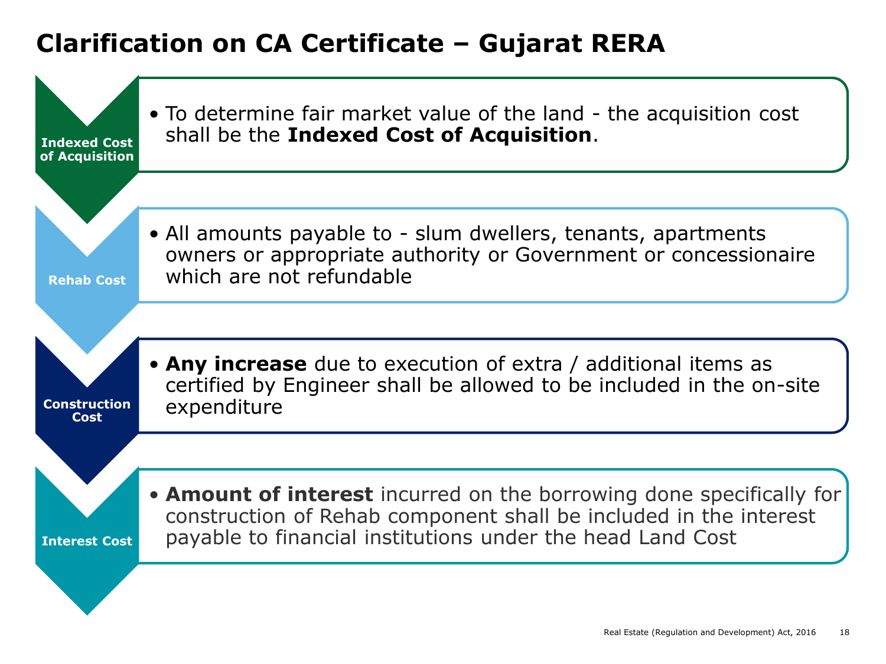# Clarification on CA Certificate – Gujarat RERA

**Indexed Cost of Acquisition**

- To determine fair market value of the land - the acquisition cost shall be the **Indexed Cost of Acquisition**.

**Rehab Cost**

- All amounts payable to - slum dwellers, tenants, apartments owners or appropriate authority or Government or concessionaire which are not refundable

**Construction Cost**

- **Any increase** due to execution of extra / additional items as certified by Engineer shall be allowed to be included in the on-site expenditure

**Interest Cost**

- **Amount of interest** incurred on the borrowing done specifically for construction of Rehab component shall be included in the interest payable to financial institutions under the head Land Cost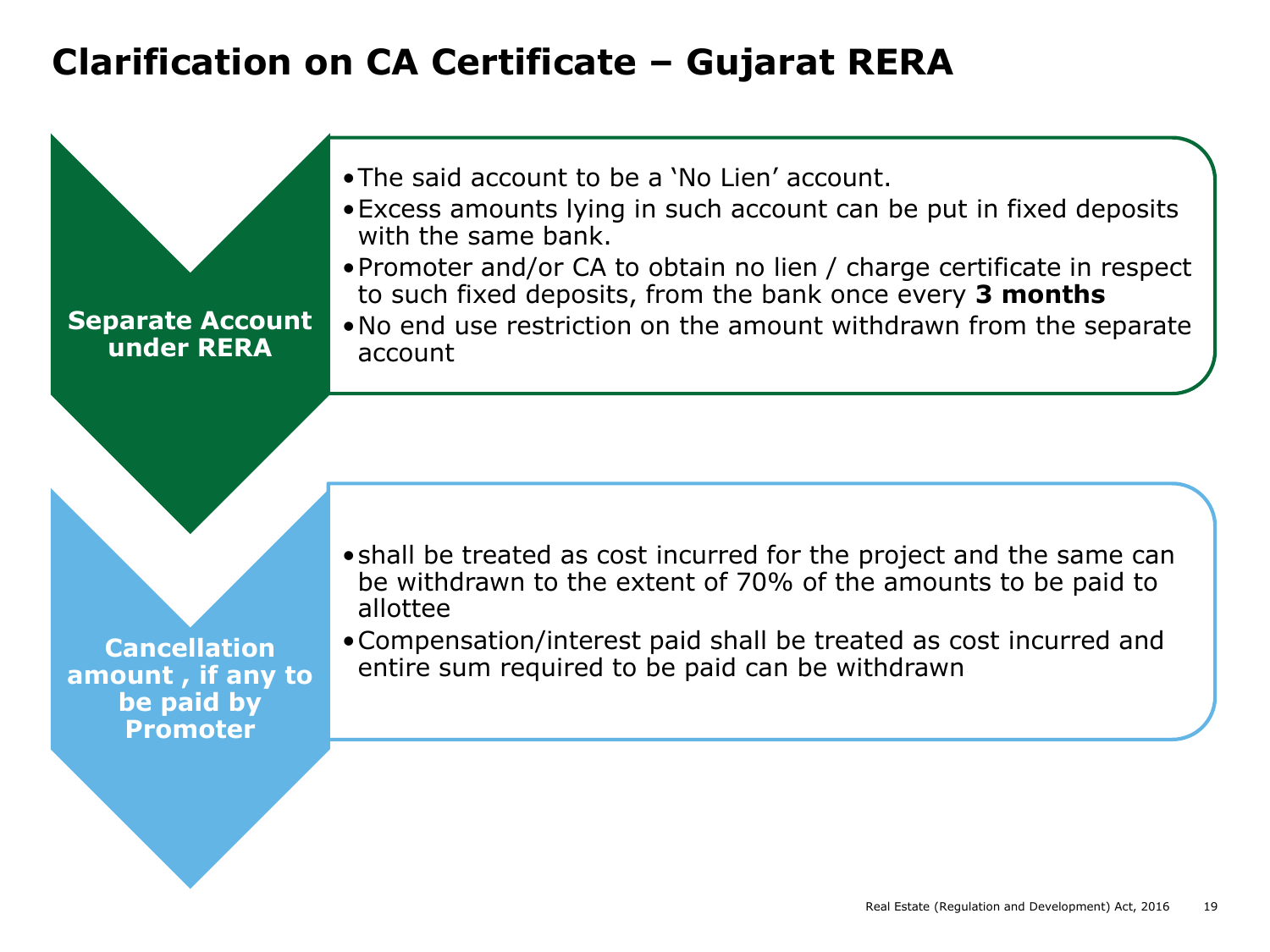# Clarification on CA Certificate – Gujarat RERA

## Separate Account under RERA

- The said account to be a 'No Lien' account.
- Excess amounts lying in such account can be put in fixed deposits with the same bank.
- Promoter and/or CA to obtain no lien / charge certificate in respect to such fixed deposits, from the bank once every **3 months**
- No end use restriction on the amount withdrawn from the separate account

## Cancellation amount , if any to be paid by Promoter

- shall be treated as cost incurred for the project and the same can be withdrawn to the extent of 70% of the amounts to be paid to allottee
- Compensation/interest paid shall be treated as cost incurred and entire sum required to be paid can be withdrawn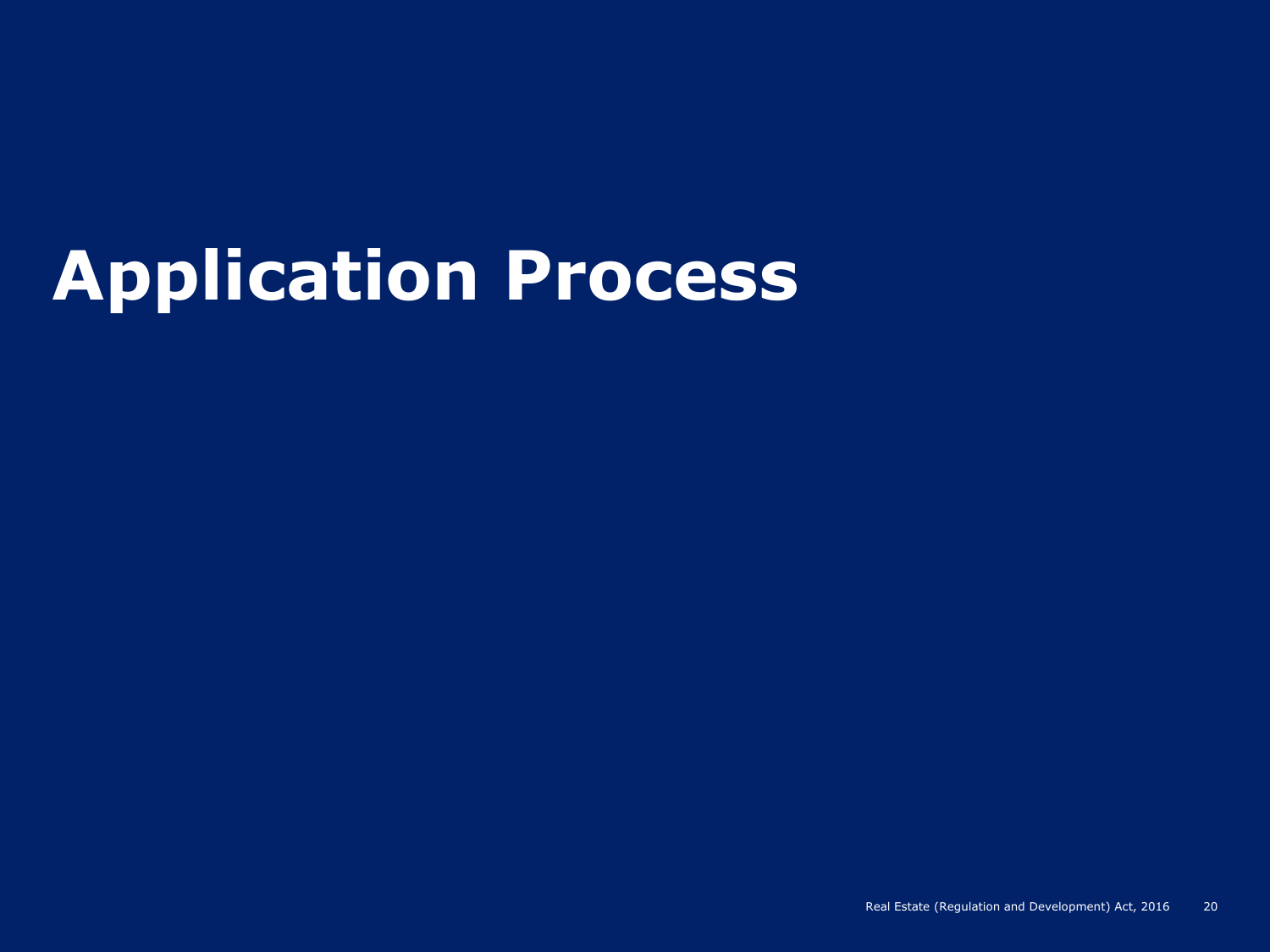# Application Process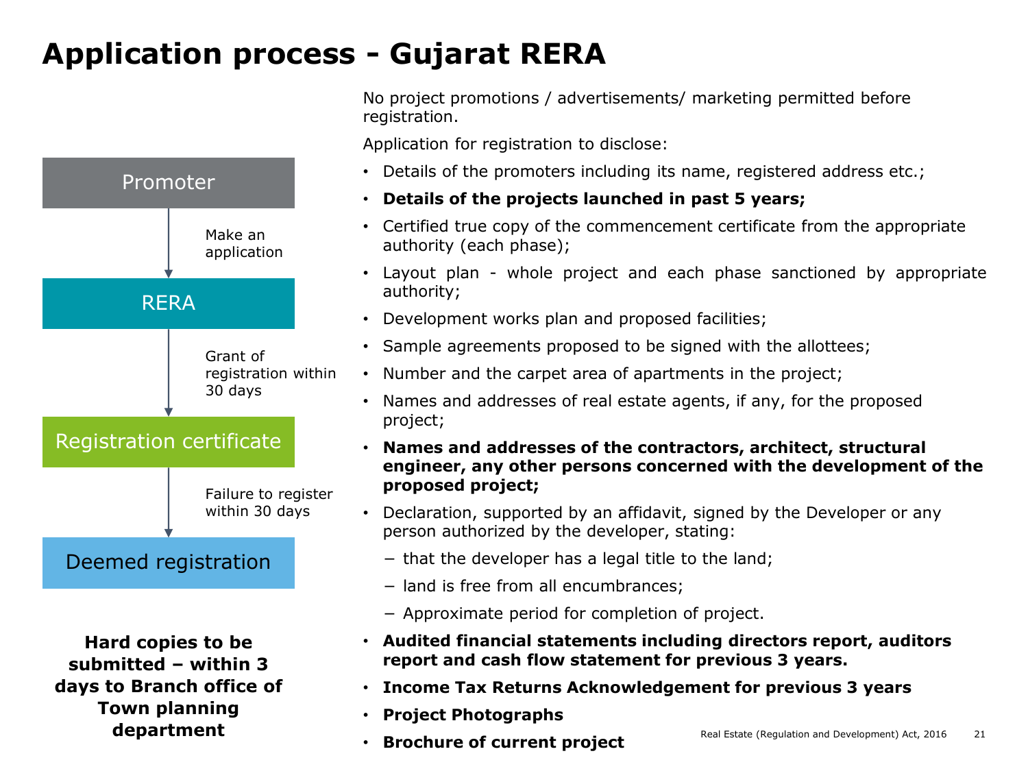# Application process - Gujarat RERA

Promoter

Make an application

RERA

Grant of registration within 30 days

Registration certificate

Failure to register within 30 days

Deemed registration

**Hard copies to be submitted – within 3 days to Branch office of Town planning department**

No project promotions / advertisements/ marketing permitted before registration.

Application for registration to disclose:

- Details of the promoters including its name, registered address etc.;
- **Details of the projects launched in past 5 years;**
- Certified true copy of the commencement certificate from the appropriate authority (each phase);
- Layout plan - whole project and each phase sanctioned by appropriate authority;
- Development works plan and proposed facilities;
- Sample agreements proposed to be signed with the allottees;
- Number and the carpet area of apartments in the project;
- Names and addresses of real estate agents, if any, for the proposed project;
- **Names and addresses of the contractors, architect, structural engineer, any other persons concerned with the development of the proposed project;**
- Declaration, supported by an affidavit, signed by the Developer or any person authorized by the developer, stating:
  - that the developer has a legal title to the land;
  - land is free from all encumbrances;
  - Approximate period for completion of project.
- **Audited financial statements including directors report, auditors report and cash flow statement for previous 3 years.**
- **Income Tax Returns Acknowledgement for previous 3 years**
- **Project Photographs**
- **Brochure of current project**

Real Estate (Regulation and Development) Act, 2016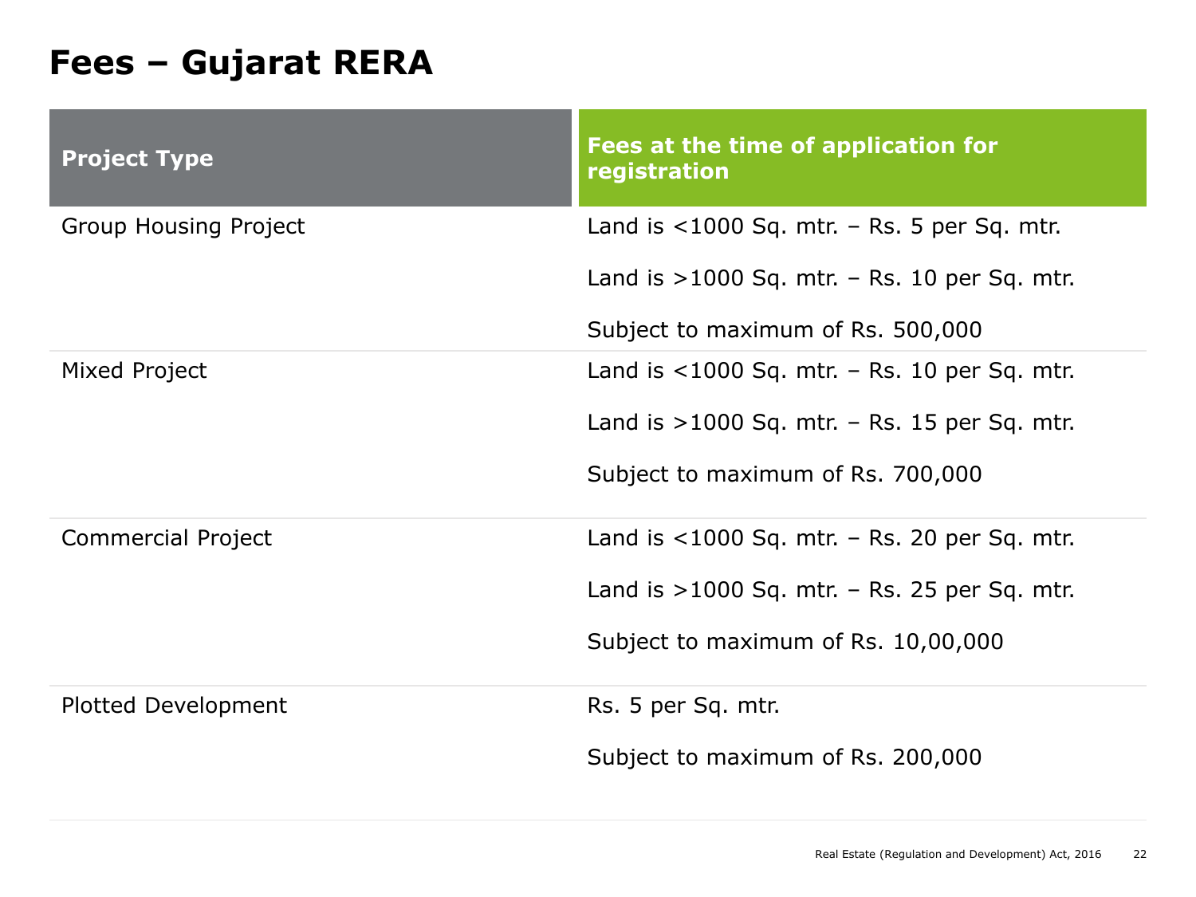# Fees – Gujarat RERA

| Project Type | Fees at the time of application for registration |
|---|---|
| Group Housing Project | Land is <1000 Sq. mtr. – Rs. 5 per Sq. mtr.<br>Land is >1000 Sq. mtr. – Rs. 10 per Sq. mtr.<br>Subject to maximum of Rs. 500,000 |
| Mixed Project | Land is <1000 Sq. mtr. – Rs. 10 per Sq. mtr.<br>Land is >1000 Sq. mtr. – Rs. 15 per Sq. mtr.<br>Subject to maximum of Rs. 700,000 |
| Commercial Project | Land is <1000 Sq. mtr. – Rs. 20 per Sq. mtr.<br>Land is >1000 Sq. mtr. – Rs. 25 per Sq. mtr.<br>Subject to maximum of Rs. 10,00,000 |
| Plotted Development | Rs. 5 per Sq. mtr.<br>Subject to maximum of Rs. 200,000 |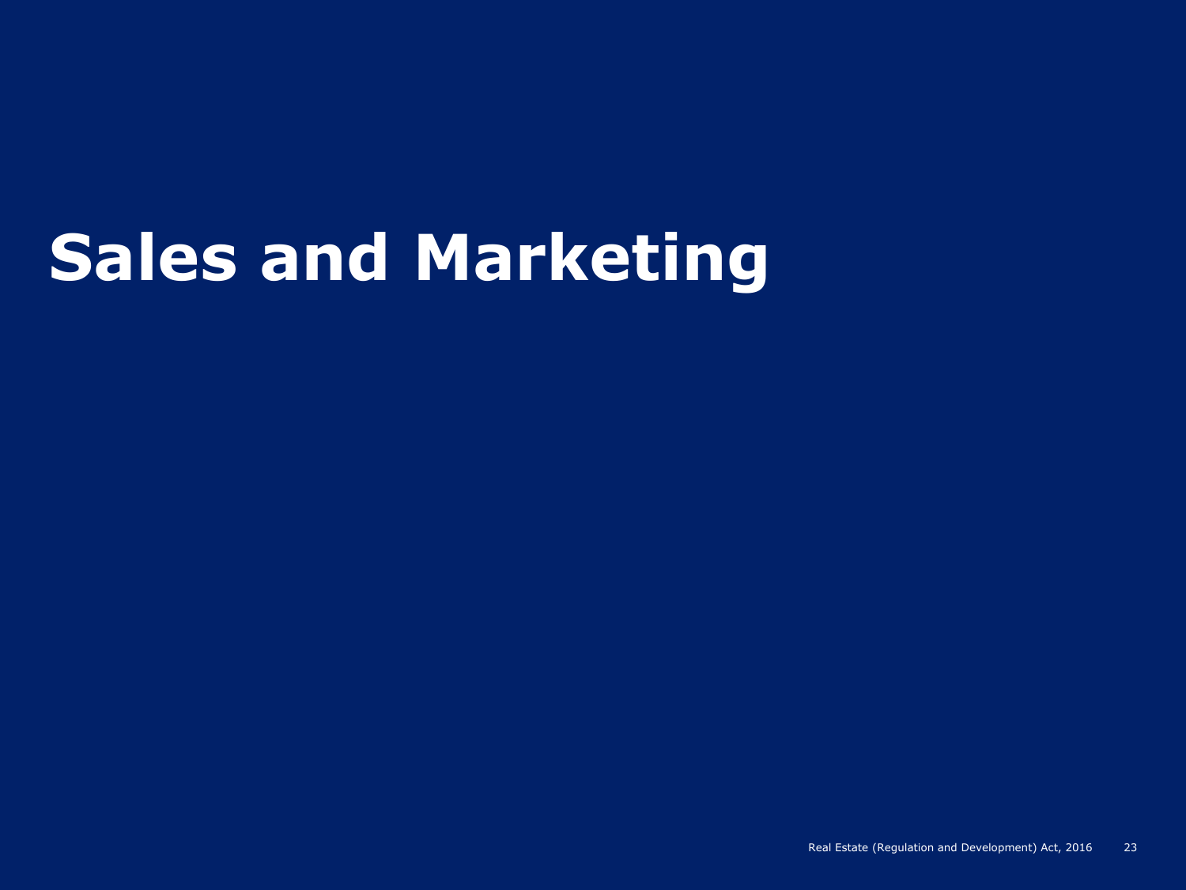# Sales and Marketing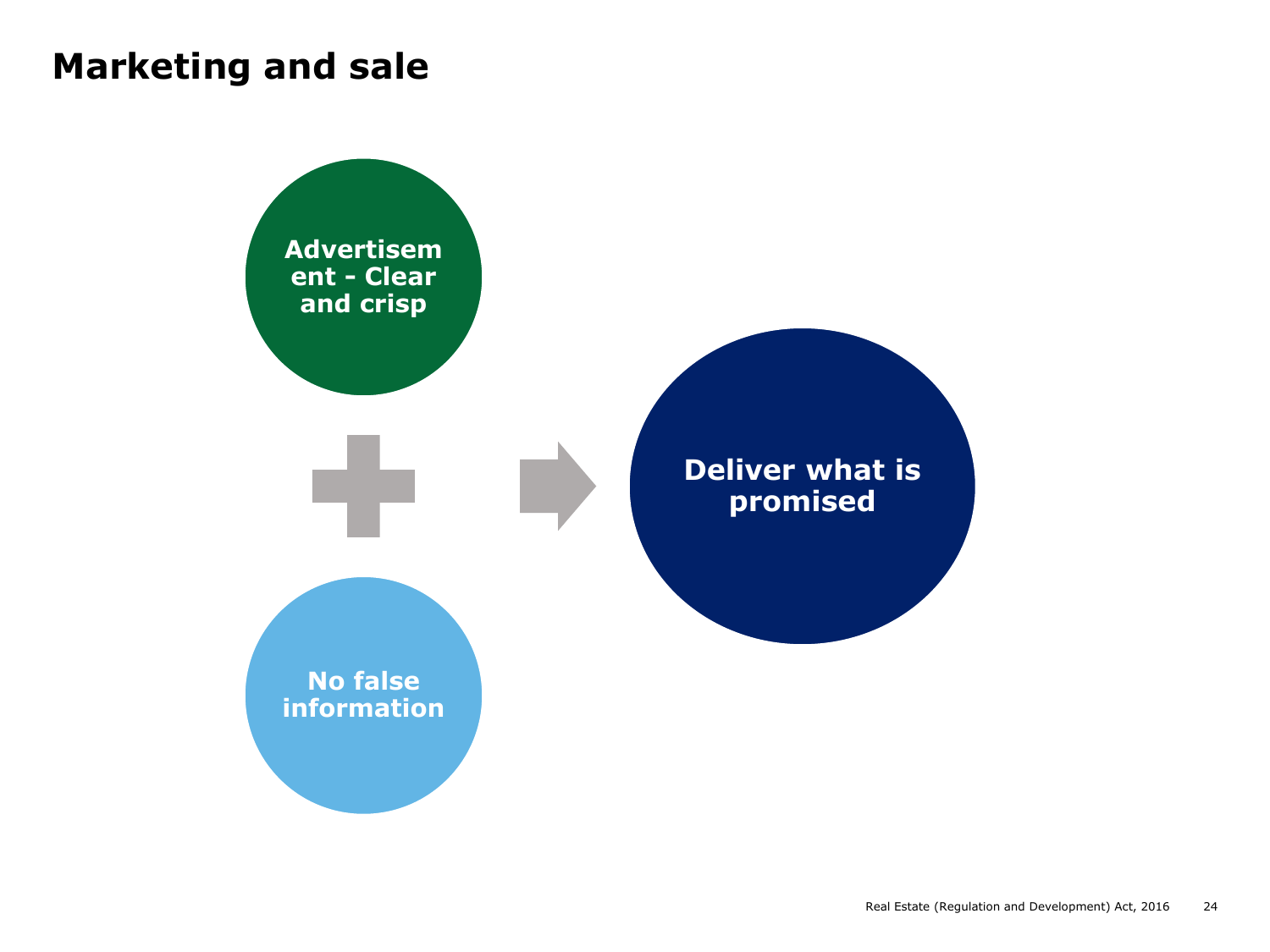# Marketing and sale

Advertisement - Clear and crisp

No false information

Deliver what is promised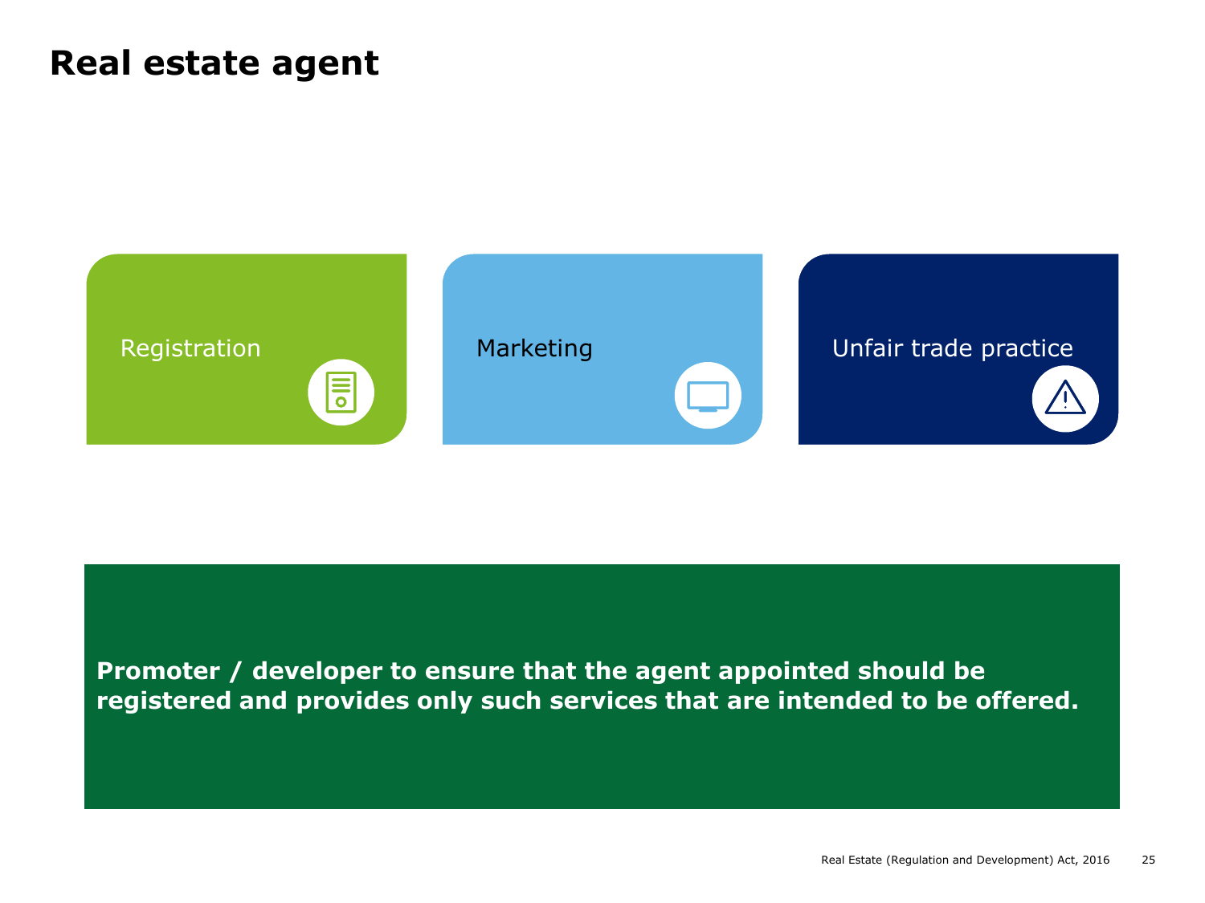# Real estate agent

Registration

Marketing

Unfair trade practice

**Promoter / developer to ensure that the agent appointed should be registered and provides only such services that are intended to be offered.**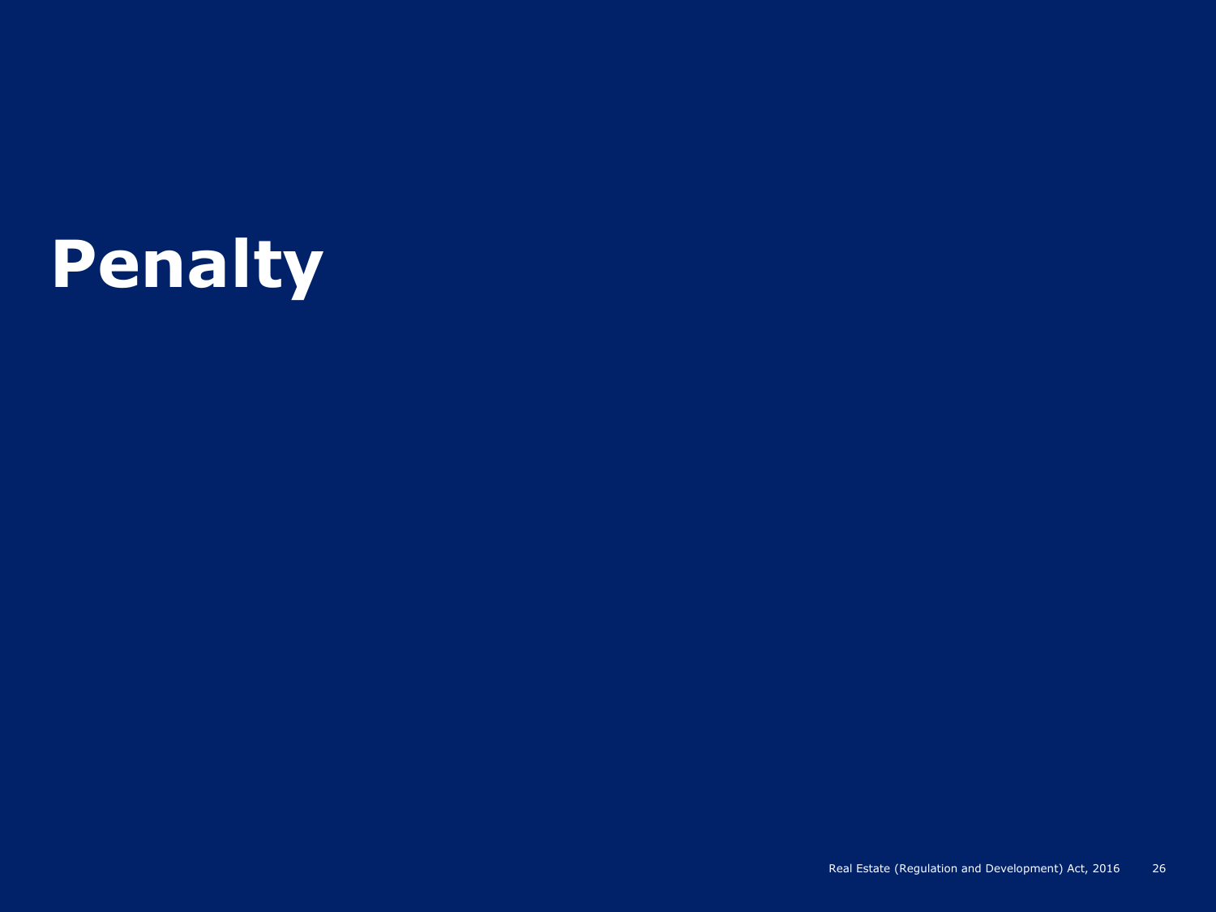# Penalty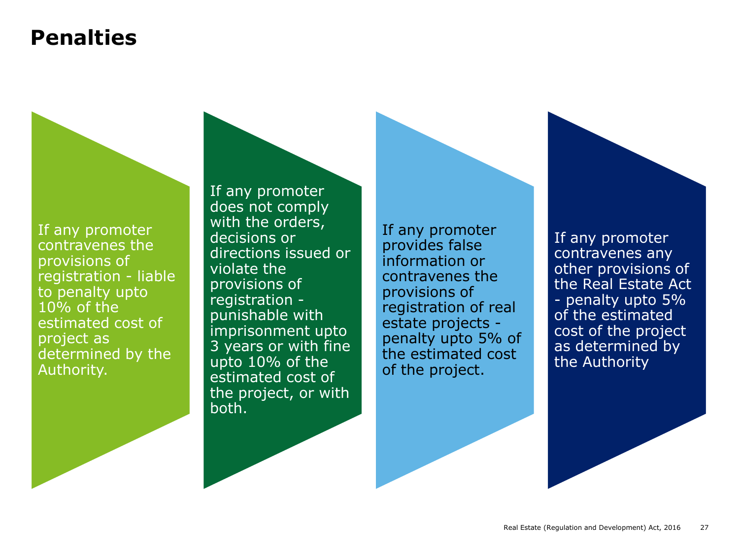# Penalties

If any promoter contravenes the provisions of registration - liable to penalty upto 10% of the estimated cost of project as determined by the Authority.

If any promoter does not comply with the orders, decisions or directions issued or violate the provisions of registration - punishable with imprisonment upto 3 years or with fine upto 10% of the estimated cost of the project, or with both.

If any promoter provides false information or contravenes the provisions of registration of real estate projects - penalty upto 5% of the estimated cost of the project.

If any promoter contravenes any other provisions of the Real Estate Act - penalty upto 5% of the estimated cost of the project as determined by the Authority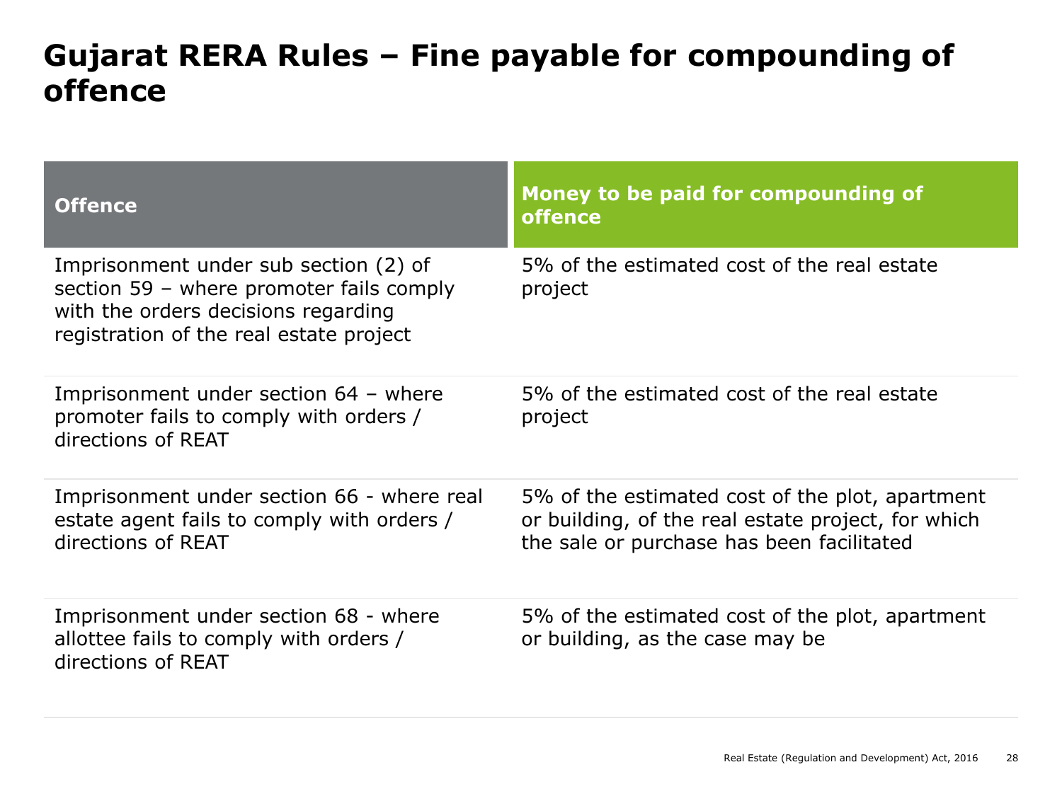# Gujarat RERA Rules – Fine payable for compounding of offence

| Offence | Money to be paid for compounding of offence |
| --- | --- |
| Imprisonment under sub section (2) of section 59 – where promoter fails comply with the orders decisions regarding registration of the real estate project | 5% of the estimated cost of the real estate project |
| Imprisonment under section 64 – where promoter fails to comply with orders / directions of REAT | 5% of the estimated cost of the real estate project |
| Imprisonment under section 66 - where real estate agent fails to comply with orders / directions of REAT | 5% of the estimated cost of the plot, apartment or building, of the real estate project, for which the sale or purchase has been facilitated |
| Imprisonment under section 68 - where allottee fails to comply with orders / directions of REAT | 5% of the estimated cost of the plot, apartment or building, as the case may be |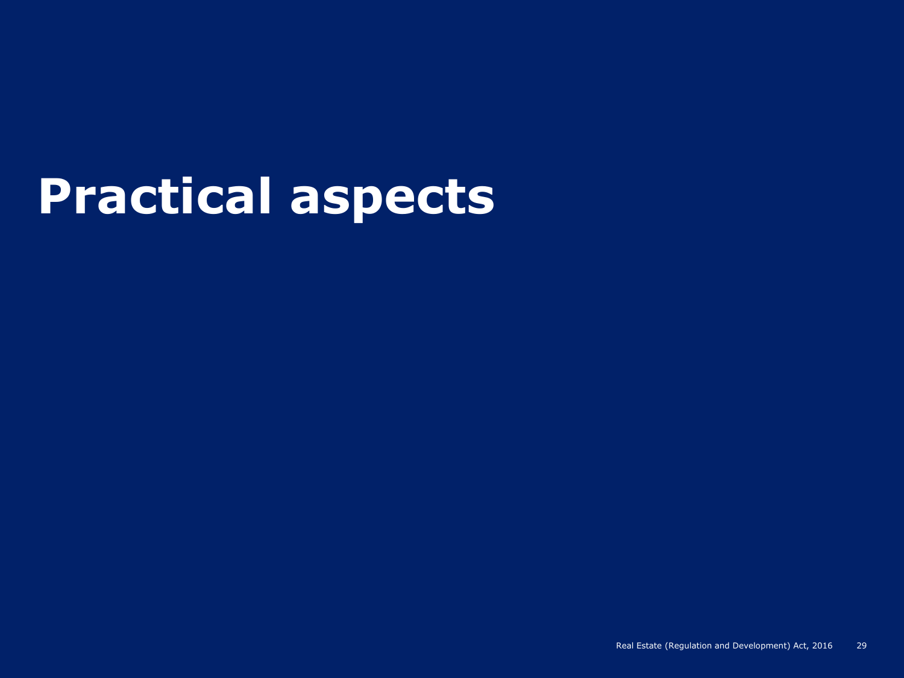# Practical aspects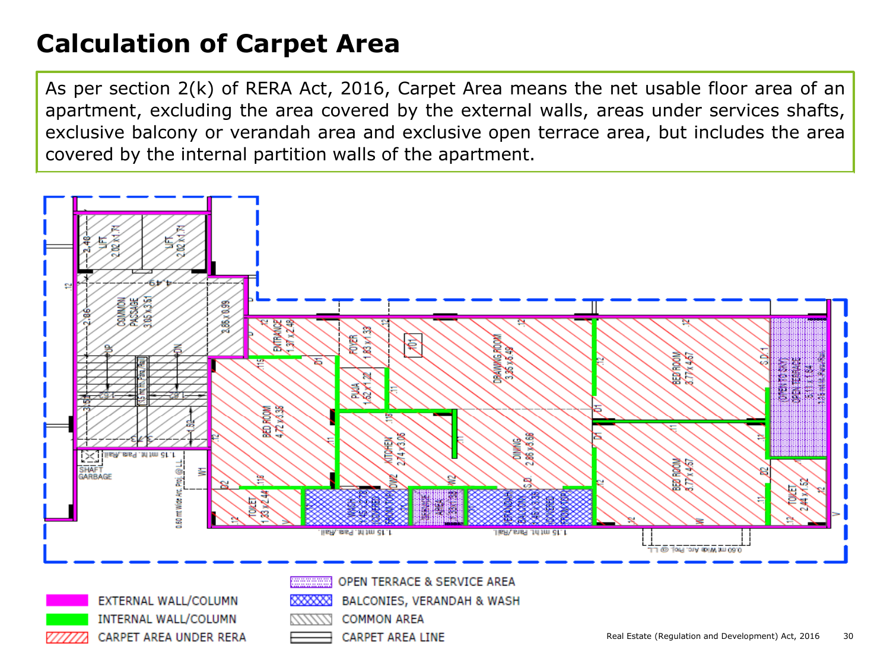# Calculation of Carpet Area

As per section 2(k) of RERA Act, 2016, Carpet Area means the net usable floor area of an apartment, excluding the area covered by the external walls, areas under services shafts, exclusive balcony or verandah area and exclusive open terrace area, but includes the area covered by the internal partition walls of the apartment.

LIFT 2.02 X 1.71

LIFT 2.02 X 1.71

COMMON PASSAGE 3.05 X 3.51

SHAFT GARBAGE

ENTRANCE 1.37 X 2.48

FOYER 1.83 X 1.33

PUJA 1.52 X 1.22

DRAWING ROOM 3.36 X 6.49

BED ROOM 4.72 X 3.35

KITCHEN 2.74 X 3.06

DINING 2.86 X 5.66

TOILET 1.33 X 2.44

BED ROOM 3.77 X 4.57

BED ROOM 3.77 X 4.57

TOILET 2.44 X 1.52

OPEN TO SKY OPEN TERRACE

1.15 mt ht. Para./Rail

0.60 mt Wide Arc. Proj. @ LL

OPEN TERRACE & SERVICE AREA

EXTERNAL WALL/COLUMN

BALCONIES, VERANDAH & WASH

INTERNAL WALL/COLUMN

COMMON AREA

CARPET AREA UNDER RERA

CARPET AREA LINE

Real Estate (Regulation and Development) Act, 2016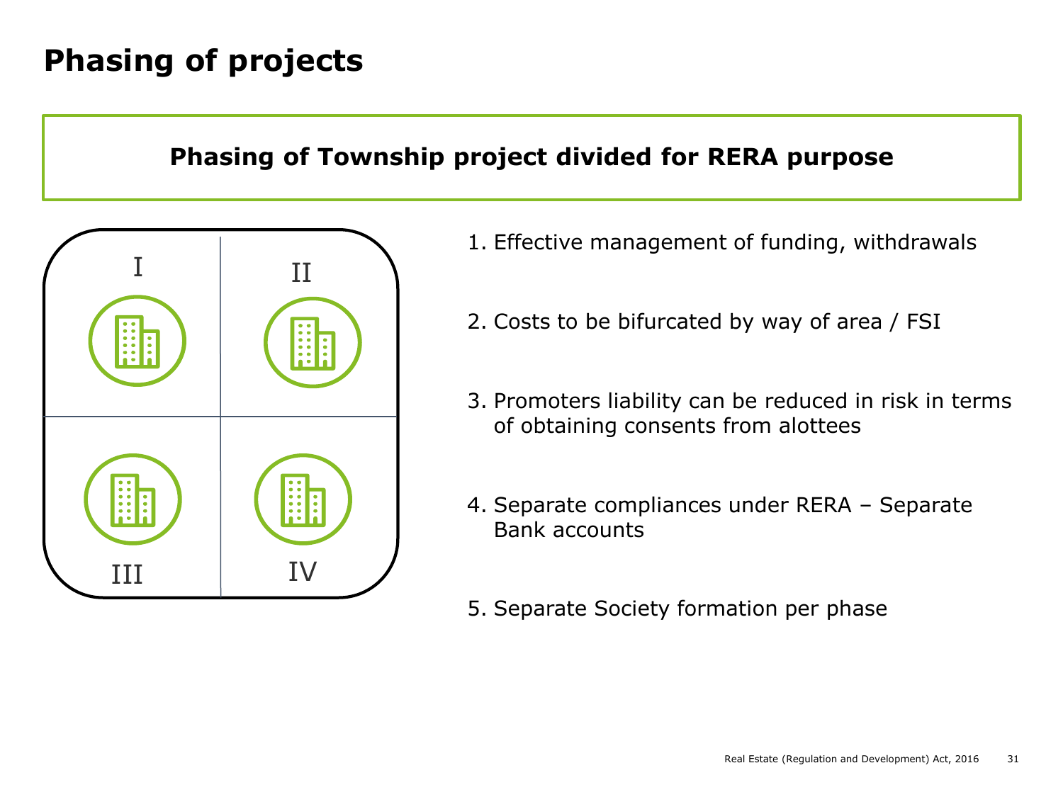# Phasing of projects

**Phasing of Township project divided for RERA purpose**

I

II

III

IV

1. Effective management of funding, withdrawals
2. Costs to be bifurcated by way of area / FSI
3. Promoters liability can be reduced in risk in terms of obtaining consents from alottees
4. Separate compliances under RERA – Separate Bank accounts
5. Separate Society formation per phase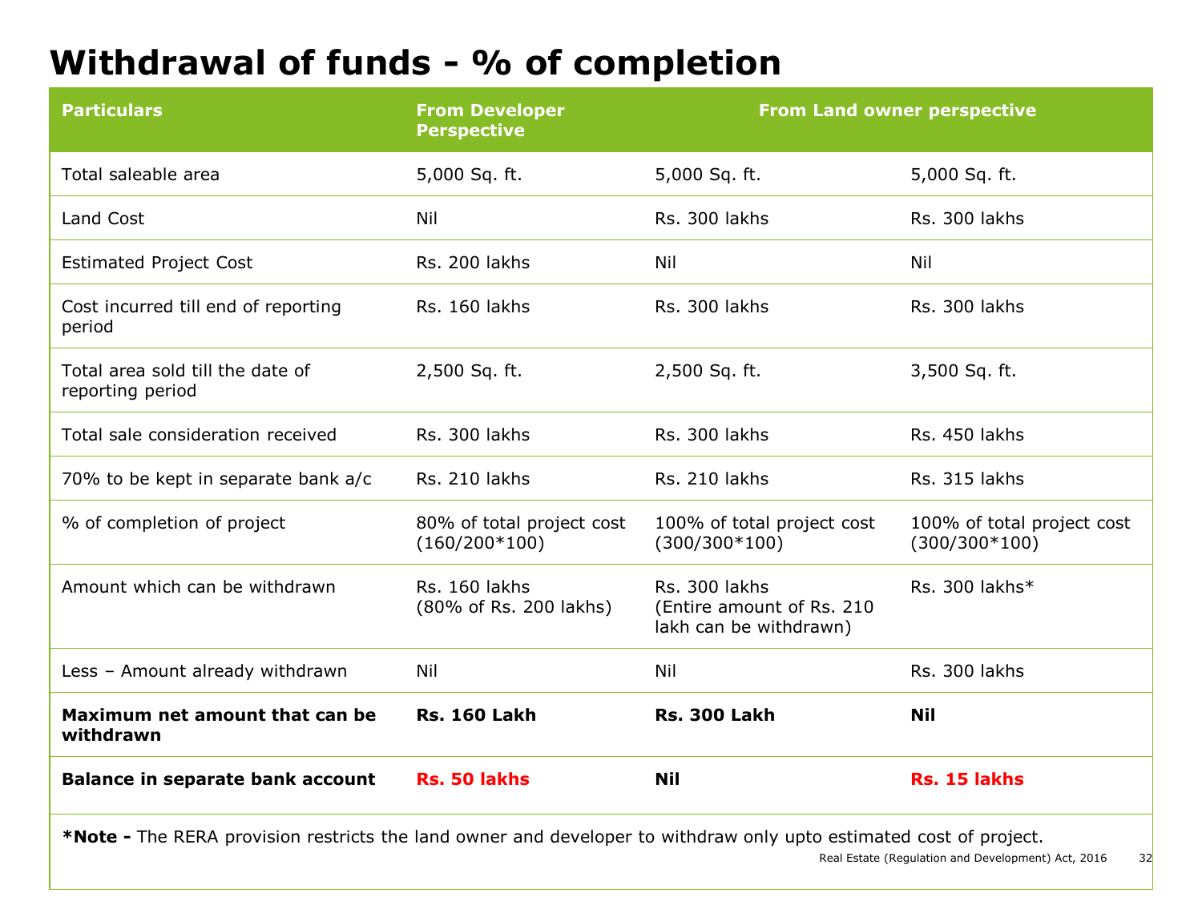# Withdrawal of funds - % of completion

| Particulars | From Developer Perspective | From Land owner perspective | |
|---|---|---|---|
| Total saleable area | 5,000 Sq. ft. | 5,000 Sq. ft. | 5,000 Sq. ft. |
| Land Cost | Nil | Rs. 300 lakhs | Rs. 300 lakhs |
| Estimated Project Cost | Rs. 200 lakhs | Nil | Nil |
| Cost incurred till end of reporting period | Rs. 160 lakhs | Rs. 300 lakhs | Rs. 300 lakhs |
| Total area sold till the date of reporting period | 2,500 Sq. ft. | 2,500 Sq. ft. | 3,500 Sq. ft. |
| Total sale consideration received | Rs. 300 lakhs | Rs. 300 lakhs | Rs. 450 lakhs |
| 70% to be kept in separate bank a/c | Rs. 210 lakhs | Rs. 210 lakhs | Rs. 315 lakhs |
| % of completion of project | 80% of total project cost (160/200*100) | 100% of total project cost (300/300*100) | 100% of total project cost (300/300*100) |
| Amount which can be withdrawn | Rs. 160 lakhs (80% of Rs. 200 lakhs) | Rs. 300 lakhs (Entire amount of Rs. 210 lakh can be withdrawn) | Rs. 300 lakhs* |
| Less – Amount already withdrawn | Nil | Nil | Rs. 300 lakhs |
| **Maximum net amount that can be withdrawn** | **Rs. 160 Lakh** | **Rs. 300 Lakh** | **Nil** |
| **Balance in separate bank account** | **Rs. 50 lakhs** | **Nil** | **Rs. 15 lakhs** |

***Note -** The RERA provision restricts the land owner and developer to withdraw only upto estimated cost of project.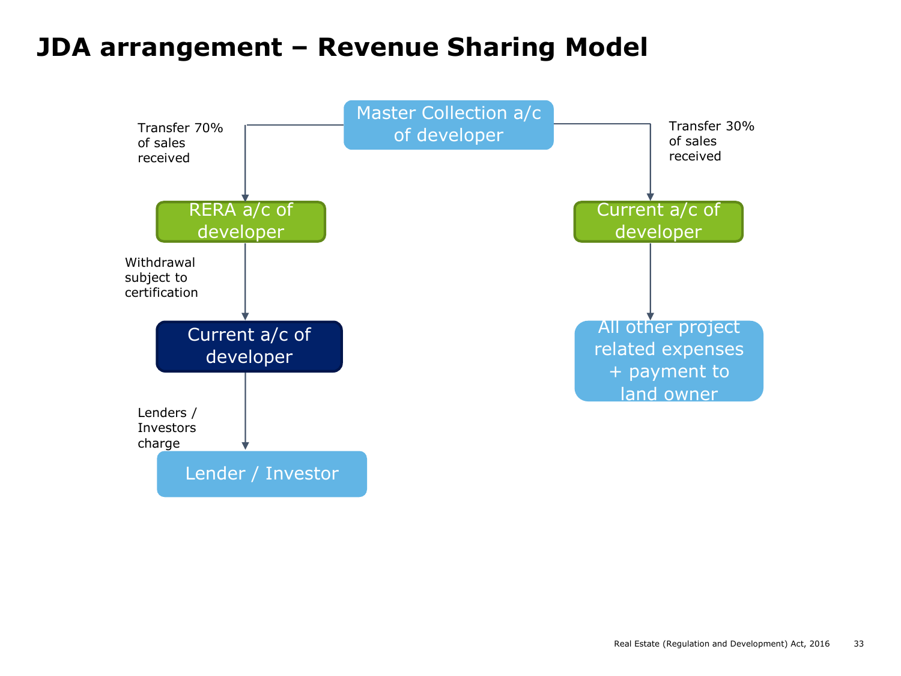# JDA arrangement – Revenue Sharing Model

Master Collection a/c of developer

Transfer 70% of sales received

RERA a/c of developer

Withdrawal subject to certification

Current a/c of developer

Lenders / Investors charge

Lender / Investor

Transfer 30% of sales received

Current a/c of developer

All other project related expenses + payment to land owner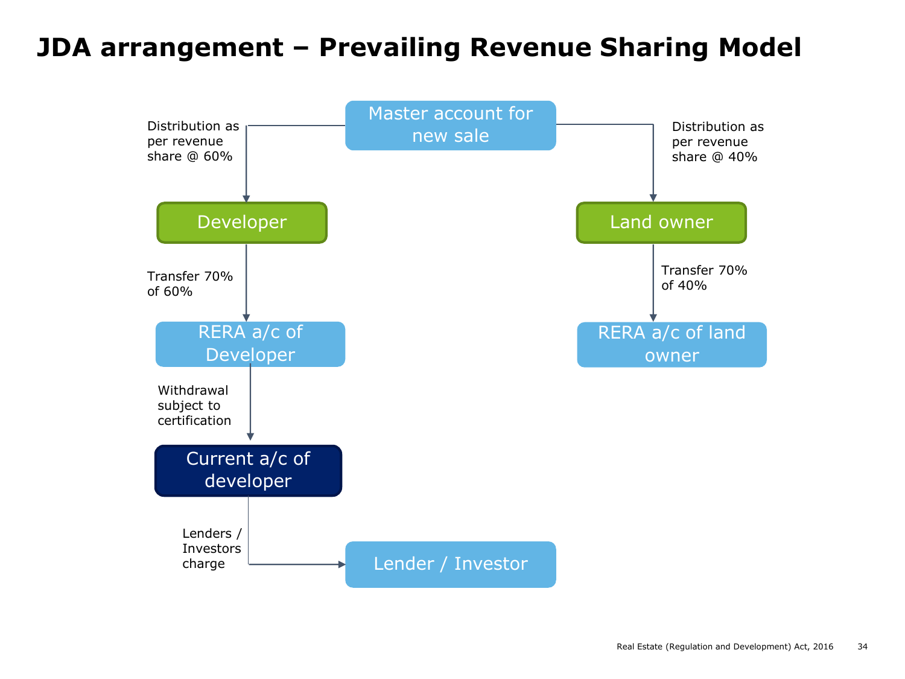# JDA arrangement – Prevailing Revenue Sharing Model

Master account for new sale

Distribution as per revenue share @ 60%

Distribution as per revenue share @ 40%

Developer

Land owner

Transfer 70% of 60%

Transfer 70% of 40%

RERA a/c of Developer

RERA a/c of land owner

Withdrawal subject to certification

Current a/c of developer

Lenders / Investors charge

Lender / Investor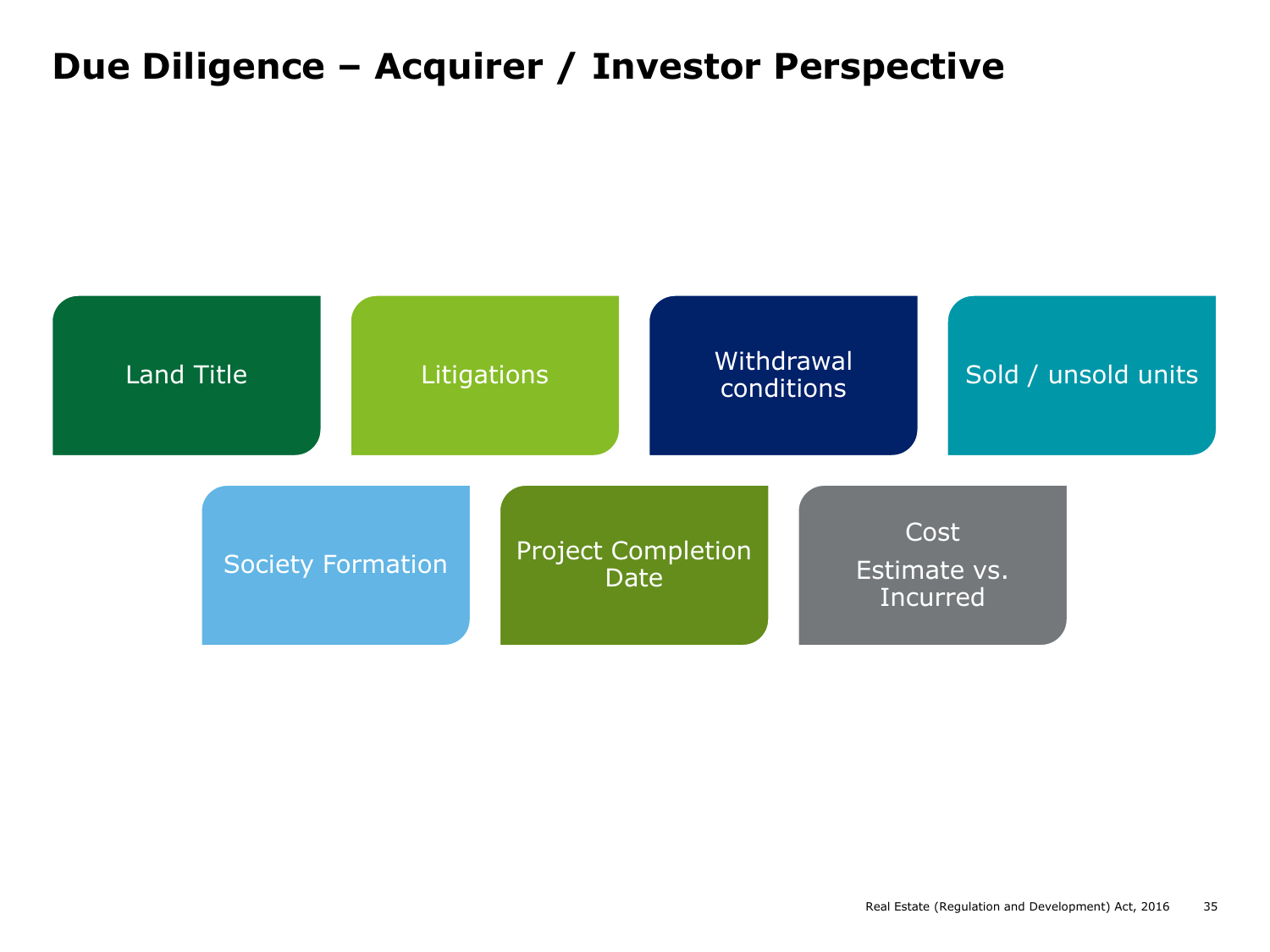# Due Diligence – Acquirer / Investor Perspective

- Land Title
- Litigations
- Withdrawal conditions
- Sold / unsold units
- Society Formation
- Project Completion Date
- Cost
  Estimate vs. Incurred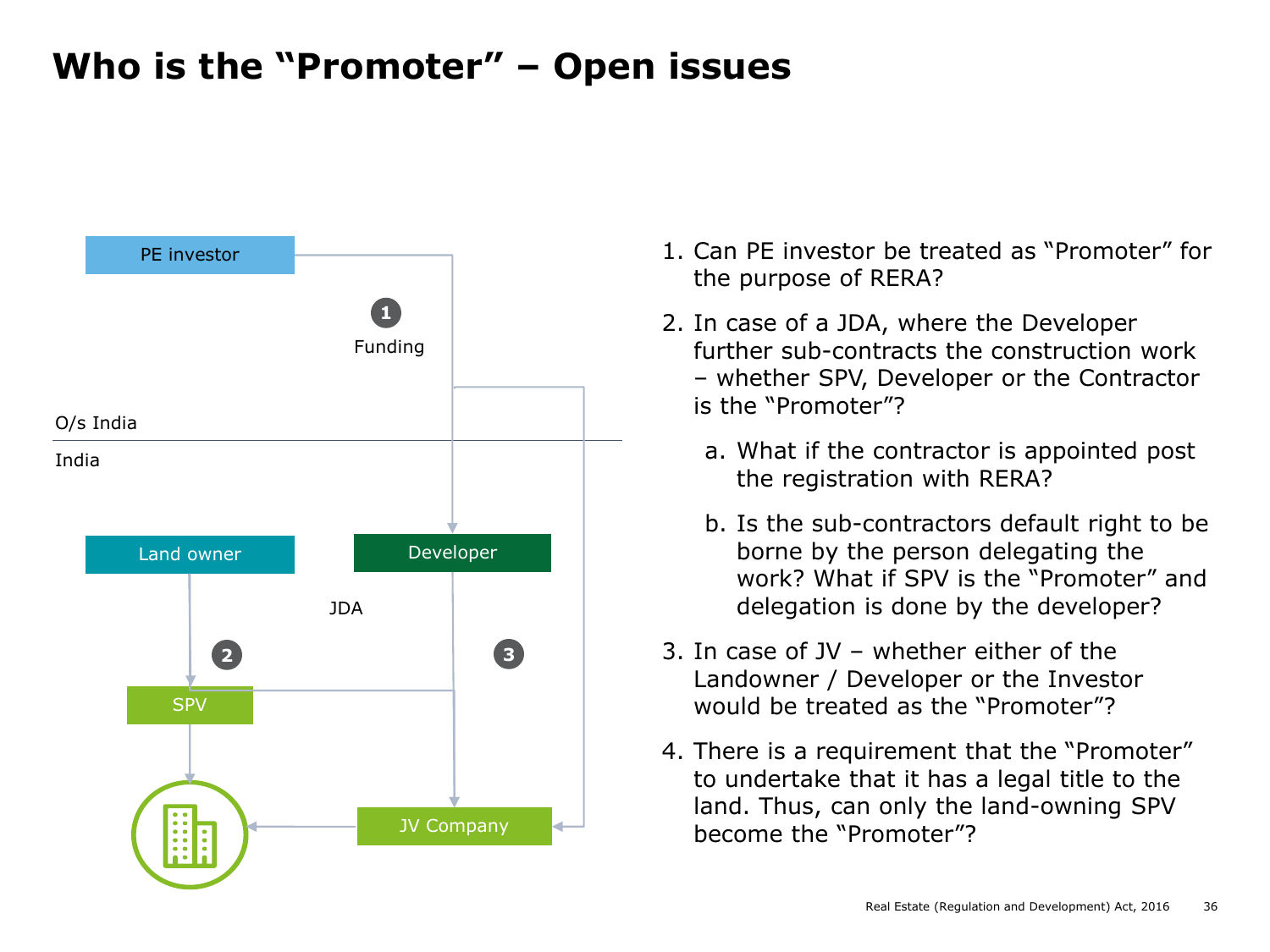# Who is the "Promoter" – Open issues

PE investor

1 Funding

O/s India

India

Land owner

Developer

JDA

2

3

SPV

JV Company

1. Can PE investor be treated as "Promoter" for the purpose of RERA?
2. In case of a JDA, where the Developer further sub-contracts the construction work – whether SPV, Developer or the Contractor is the "Promoter"?
   a. What if the contractor is appointed post the registration with RERA?
   b. Is the sub-contractors default right to be borne by the person delegating the work? What if SPV is the "Promoter" and delegation is done by the developer?
3. In case of JV – whether either of the Landowner / Developer or the Investor would be treated as the "Promoter"?
4. There is a requirement that the "Promoter" to undertake that it has a legal title to the land. Thus, can only the land-owning SPV become the "Promoter"?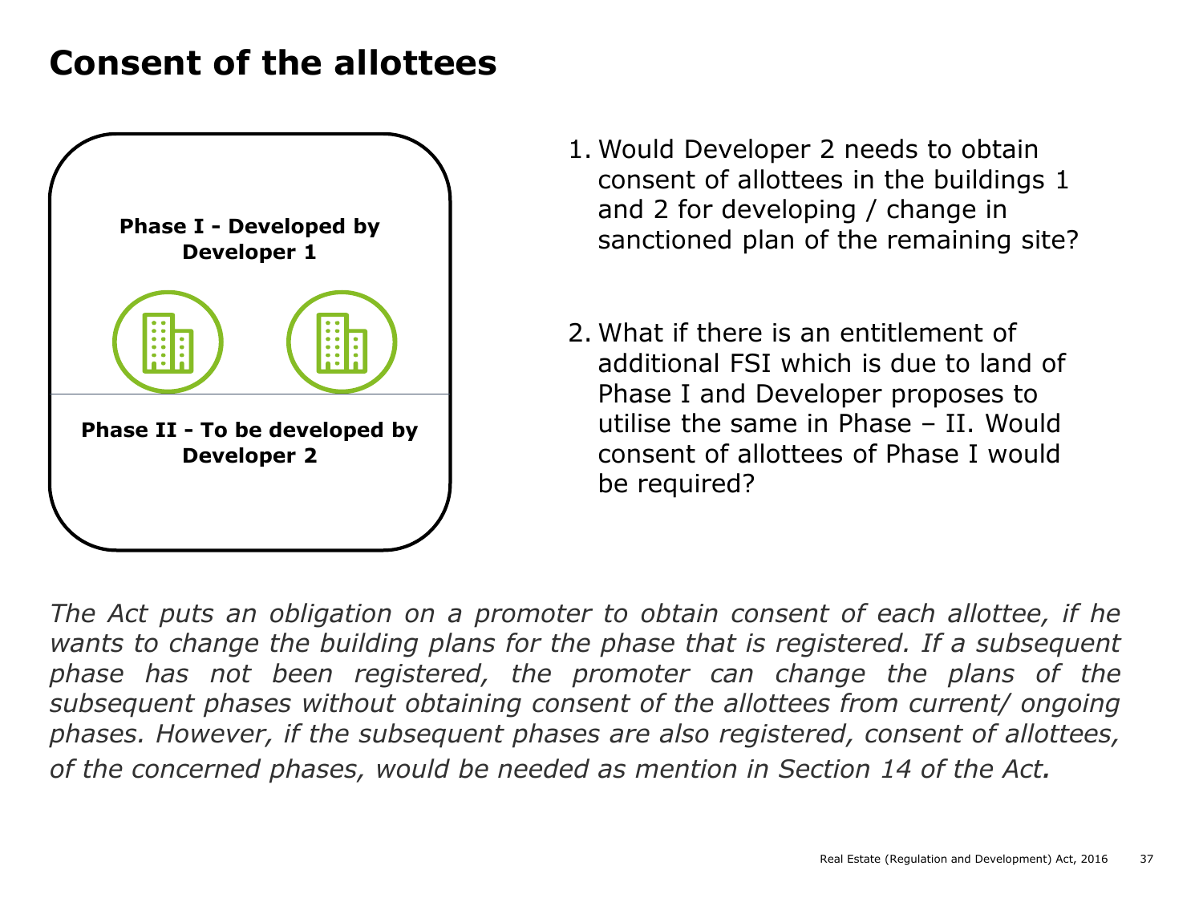# Consent of the allottees

Phase I - Developed by Developer 1

Phase II - To be developed by Developer 2

1. Would Developer 2 needs to obtain consent of allottees in the buildings 1 and 2 for developing / change in sanctioned plan of the remaining site?

2. What if there is an entitlement of additional FSI which is due to land of Phase I and Developer proposes to utilise the same in Phase – II. Would consent of allottees of Phase I would be required?

*The Act puts an obligation on a promoter to obtain consent of each allottee, if he wants to change the building plans for the phase that is registered. If a subsequent phase has not been registered, the promoter can change the plans of the subsequent phases without obtaining consent of the allottees from current/ ongoing phases. However, if the subsequent phases are also registered, consent of allottees, of the concerned phases, would be needed as mention in Section 14 of the Act.*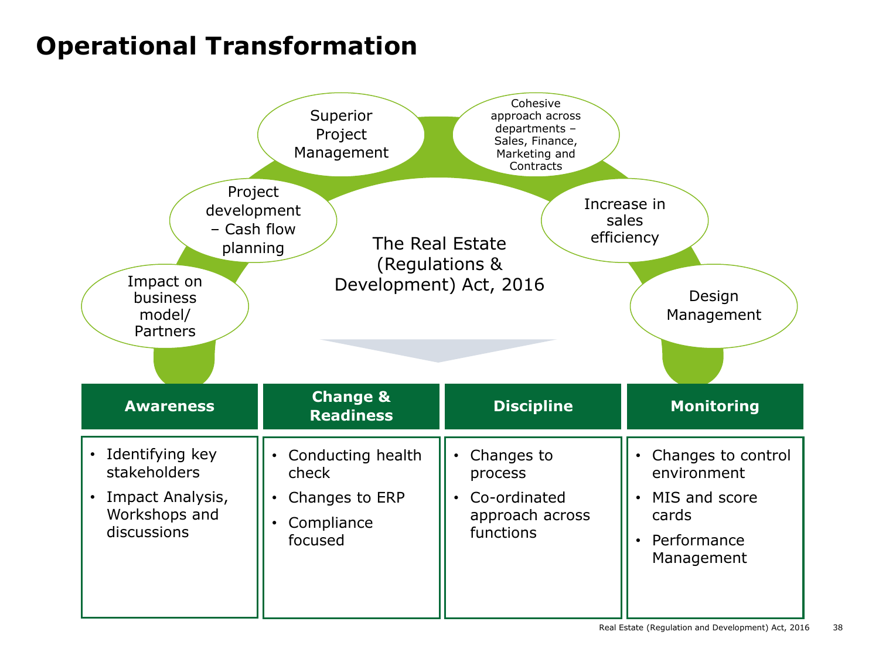# Operational Transformation

Impact on business model/ Partners

Project development – Cash flow planning

Superior Project Management

Cohesive approach across departments – Sales, Finance, Marketing and Contracts

Increase in sales efficiency

Design Management

The Real Estate (Regulations & Development) Act, 2016

| Awareness | Change & Readiness | Discipline | Monitoring |
|---|---|---|---|
| • Identifying key stakeholders<br>• Impact Analysis, Workshops and discussions | • Conducting health check<br>• Changes to ERP<br>• Compliance focused | • Changes to process<br>• Co-ordinated approach across functions | • Changes to control environment<br>• MIS and score cards<br>• Performance Management |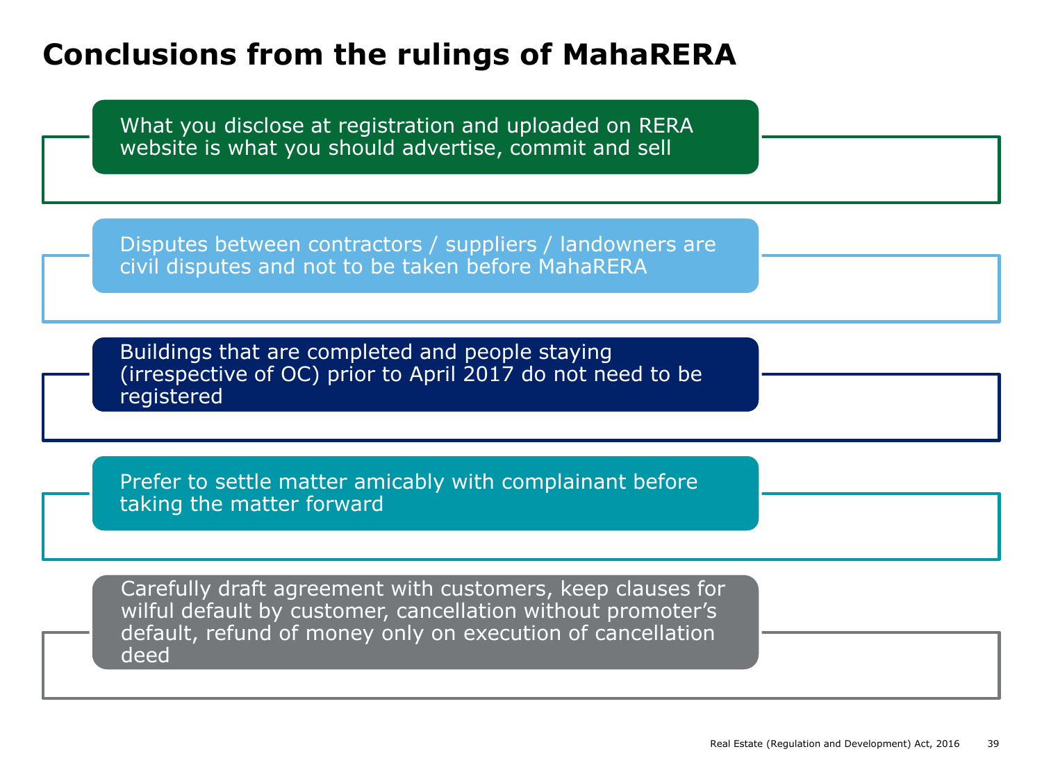# Conclusions from the rulings of MahaRERA

- What you disclose at registration and uploaded on RERA website is what you should advertise, commit and sell
- Disputes between contractors / suppliers / landowners are civil disputes and not to be taken before MahaRERA
- Buildings that are completed and people staying (irrespective of OC) prior to April 2017 do not need to be registered
- Prefer to settle matter amicably with complainant before taking the matter forward
- Carefully draft agreement with customers, keep clauses for wilful default by customer, cancellation without promoter's default, refund of money only on execution of cancellation deed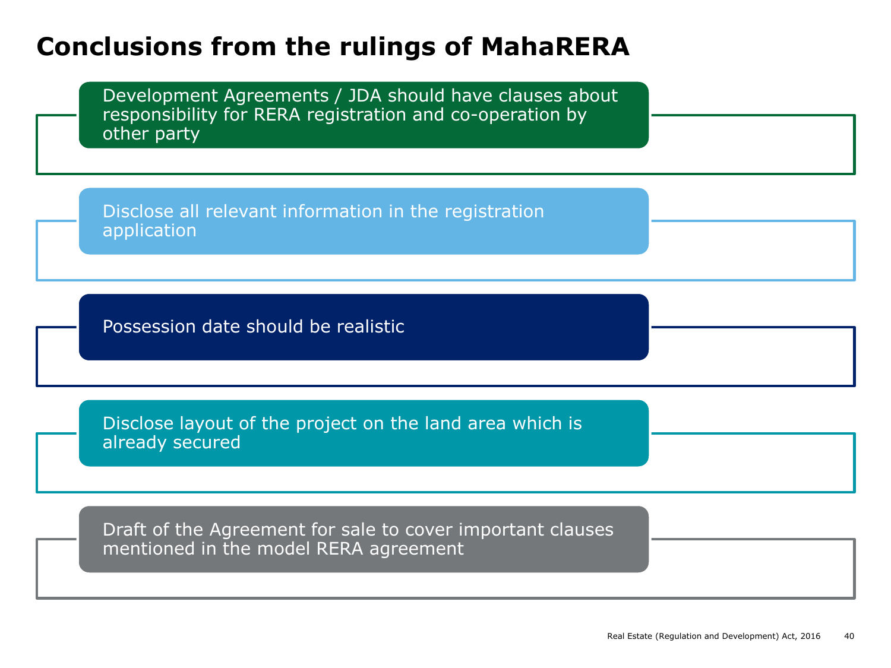# Conclusions from the rulings of MahaRERA

- Development Agreements / JDA should have clauses about responsibility for RERA registration and co-operation by other party
- Disclose all relevant information in the registration application
- Possession date should be realistic
- Disclose layout of the project on the land area which is already secured
- Draft of the Agreement for sale to cover important clauses mentioned in the model RERA agreement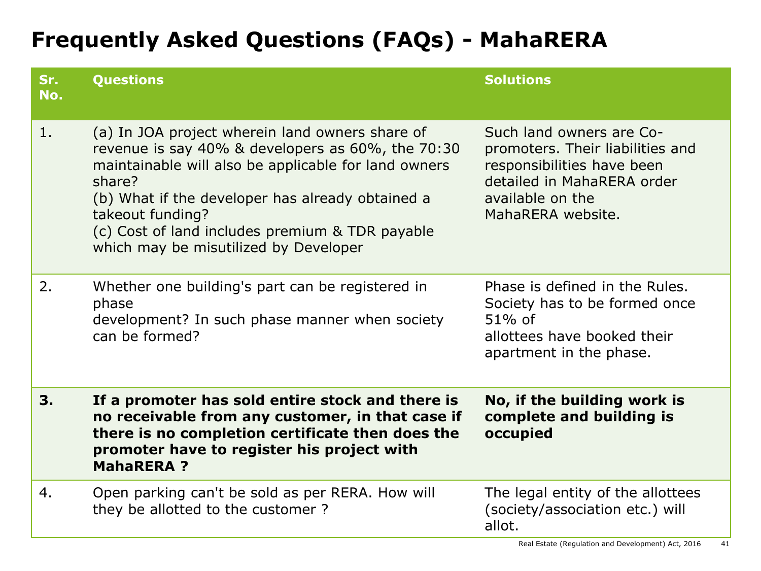# Frequently Asked Questions (FAQs) - MahaRERA

| Sr. No. | Questions | Solutions |
|---|---|---|
| 1. | (a) In JOA project wherein land owners share of revenue is say 40% & developers as 60%, the 70:30 maintainable will also be applicable for land owners share?<br>(b) What if the developer has already obtained a takeout funding?<br>(c) Cost of land includes premium & TDR payable which may be misutilized by Developer | Such land owners are Co-promoters. Their liabilities and responsibilities have been detailed in MahaRERA order available on the MahaRERA website. |
| 2. | Whether one building's part can be registered in phase development? In such phase manner when society can be formed? | Phase is defined in the Rules. Society has to be formed once 51% of allottees have booked their apartment in the phase. |
| **3.** | **If a promoter has sold entire stock and there is no receivable from any customer, in that case if there is no completion certificate then does the promoter have to register his project with MahaRERA ?** | **No, if the building work is complete and building is occupied** |
| 4. | Open parking can't be sold as per RERA. How will they be allotted to the customer ? | The legal entity of the allottees (society/association etc.) will allot. |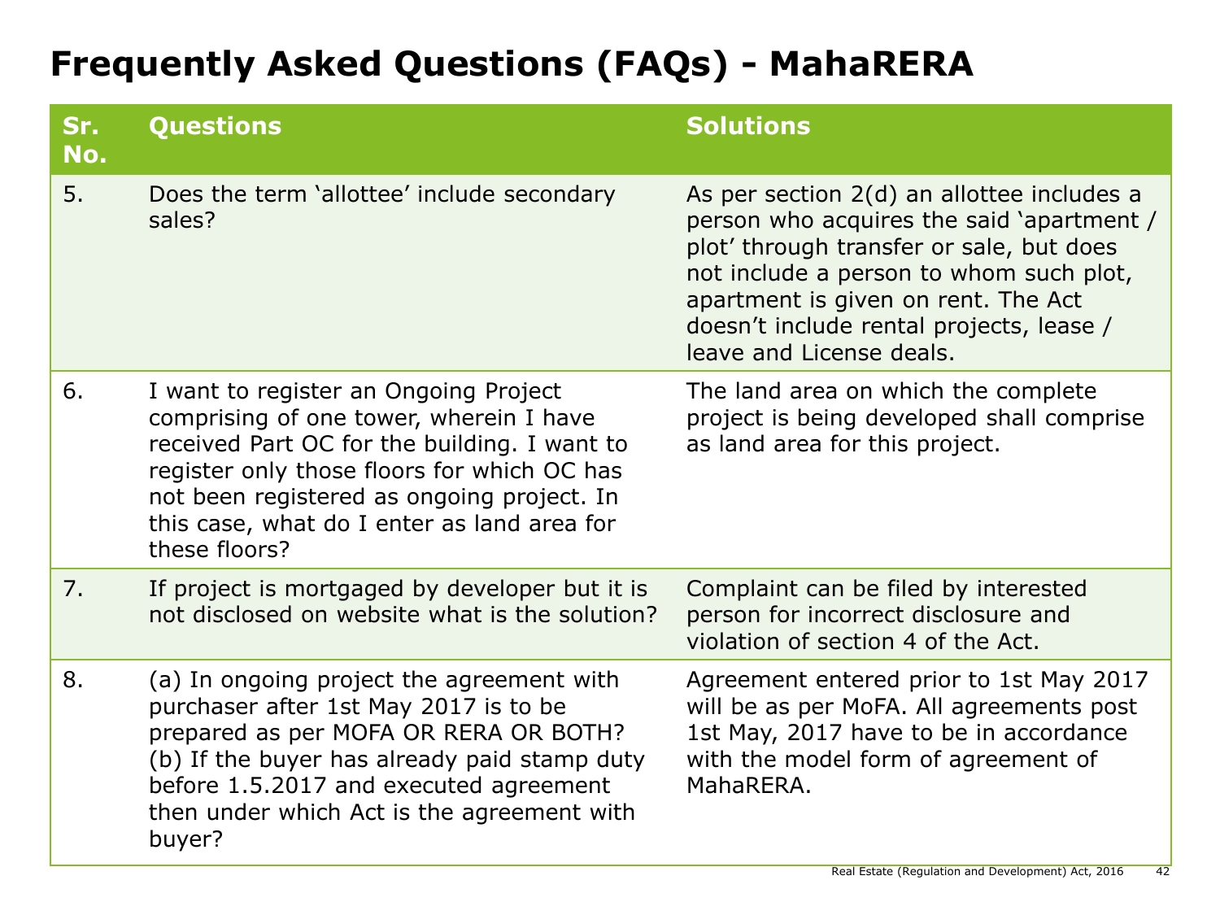# Frequently Asked Questions (FAQs) - MahaRERA

| Sr. No. | Questions | Solutions |
|---|---|---|
| 5. | Does the term 'allottee' include secondary sales? | As per section 2(d) an allottee includes a person who acquires the said 'apartment / plot' through transfer or sale, but does not include a person to whom such plot, apartment is given on rent. The Act doesn't include rental projects, lease / leave and License deals. |
| 6. | I want to register an Ongoing Project comprising of one tower, wherein I have received Part OC for the building. I want to register only those floors for which OC has not been registered as ongoing project. In this case, what do I enter as land area for these floors? | The land area on which the complete project is being developed shall comprise as land area for this project. |
| 7. | If project is mortgaged by developer but it is not disclosed on website what is the solution? | Complaint can be filed by interested person for incorrect disclosure and violation of section 4 of the Act. |
| 8. | (a) In ongoing project the agreement with purchaser after 1st May 2017 is to be prepared as per MOFA OR RERA OR BOTH?<br>(b) If the buyer has already paid stamp duty before 1.5.2017 and executed agreement then under which Act is the agreement with buyer? | Agreement entered prior to 1st May 2017 will be as per MoFA. All agreements post 1st May, 2017 have to be in accordance with the model form of agreement of MahaRERA. |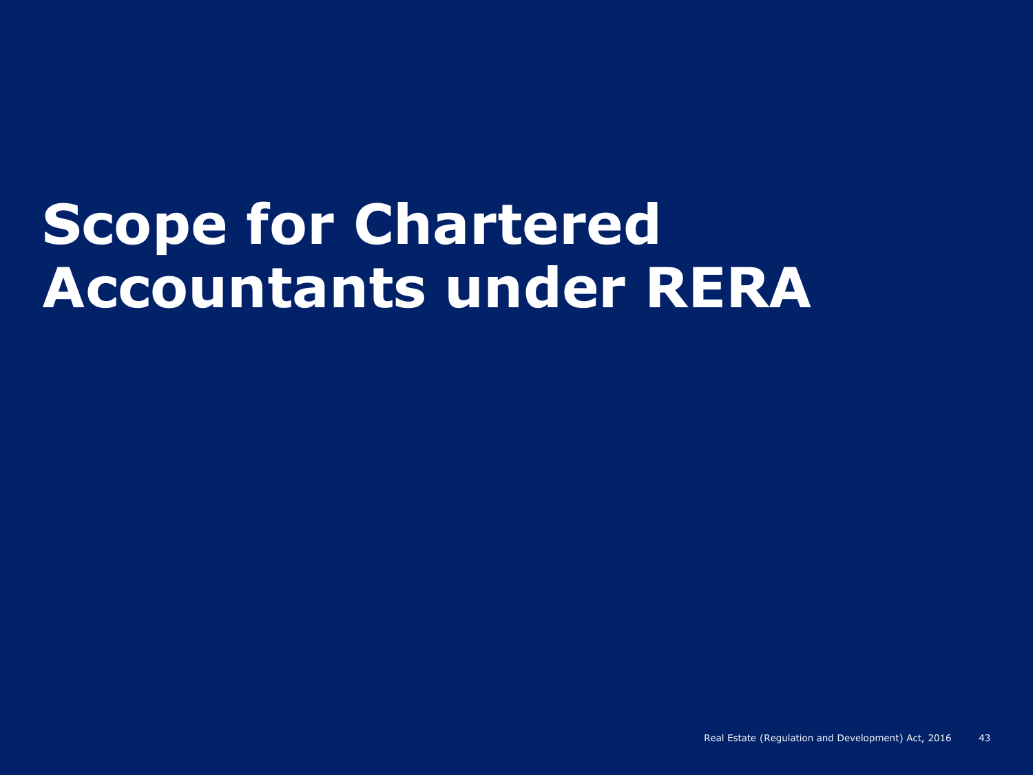# Scope for Chartered Accountants under RERA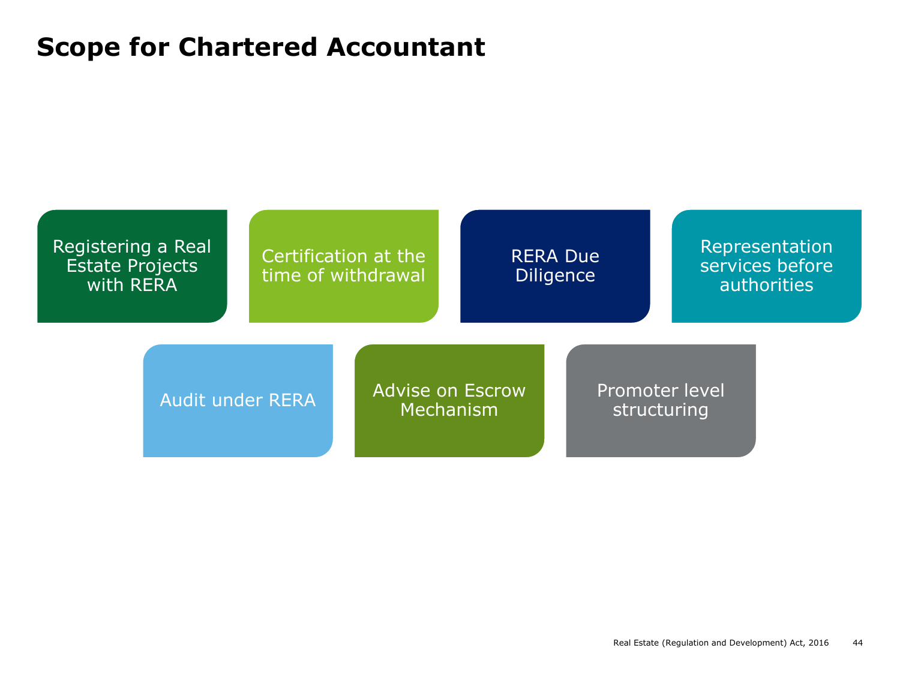# Scope for Chartered Accountant

- Registering a Real Estate Projects with RERA
- Certification at the time of withdrawal
- RERA Due Diligence
- Representation services before authorities
- Audit under RERA
- Advise on Escrow Mechanism
- Promoter level structuring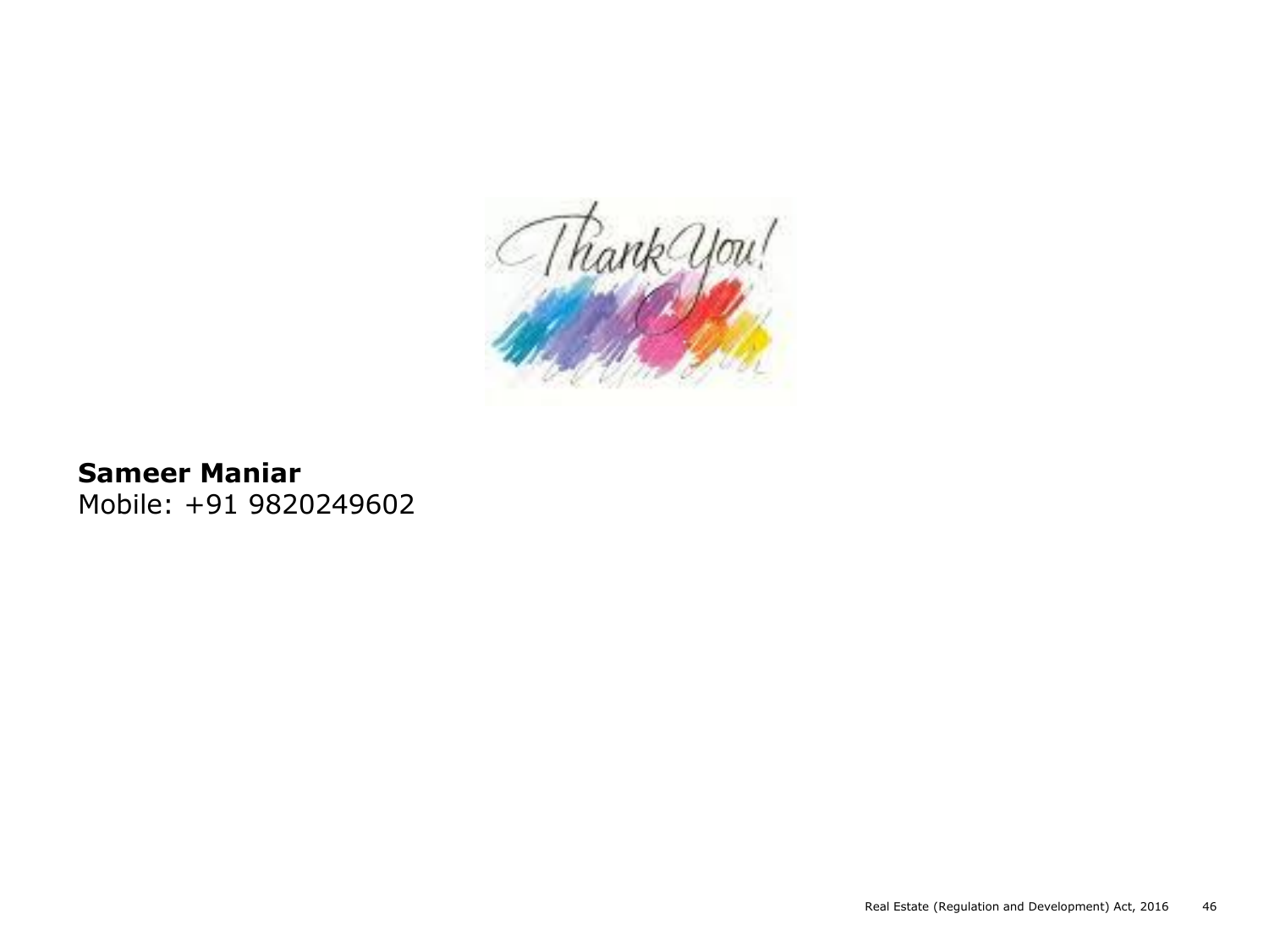Thank You!

**Sameer Maniar**
Mobile: +91 9820249602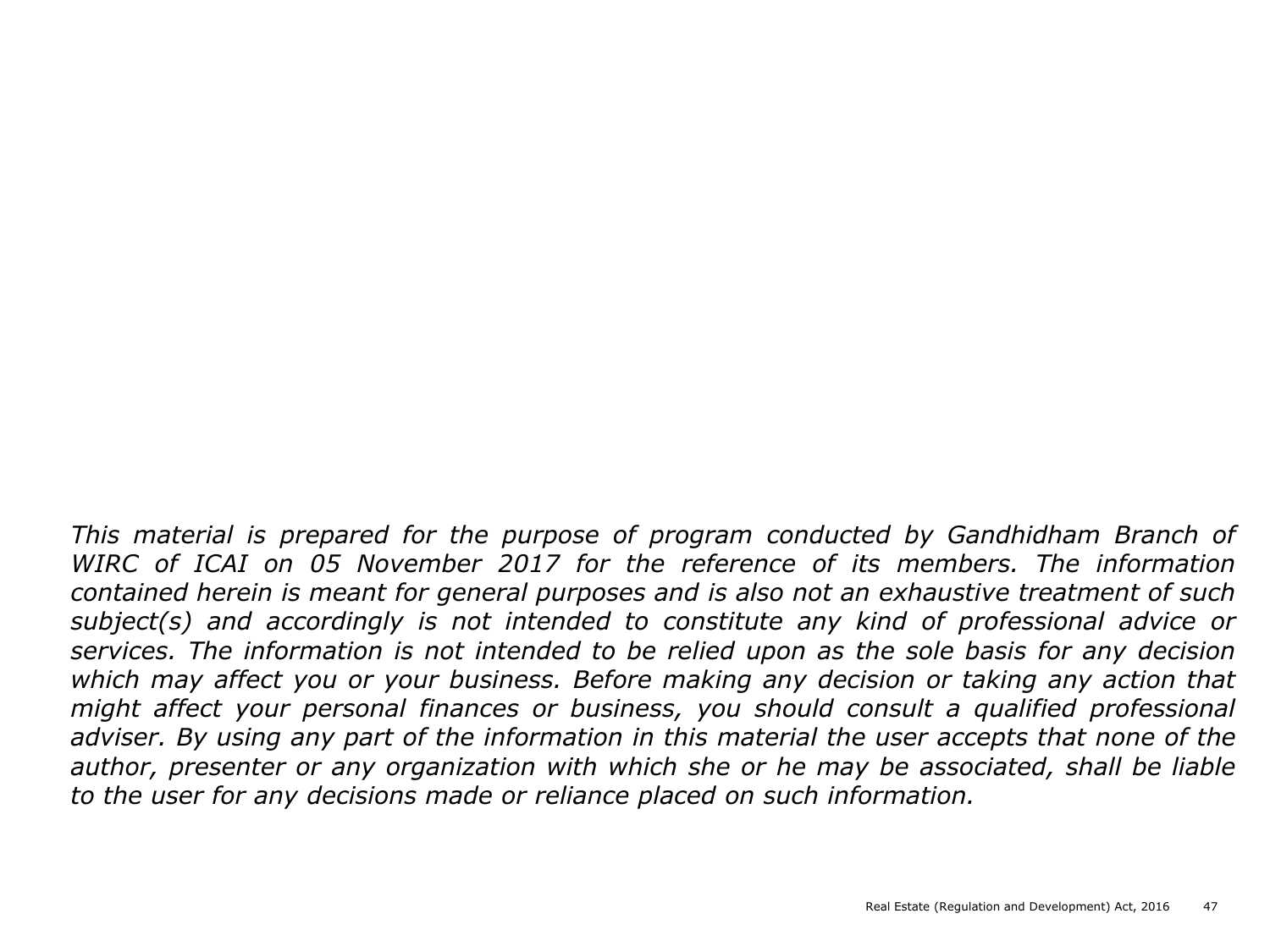*This material is prepared for the purpose of program conducted by Gandhidham Branch of WIRC of ICAI on 05 November 2017 for the reference of its members. The information contained herein is meant for general purposes and is also not an exhaustive treatment of such subject(s) and accordingly is not intended to constitute any kind of professional advice or services. The information is not intended to be relied upon as the sole basis for any decision which may affect you or your business. Before making any decision or taking any action that might affect your personal finances or business, you should consult a qualified professional adviser. By using any part of the information in this material the user accepts that none of the author, presenter or any organization with which she or he may be associated, shall be liable to the user for any decisions made or reliance placed on such information.*